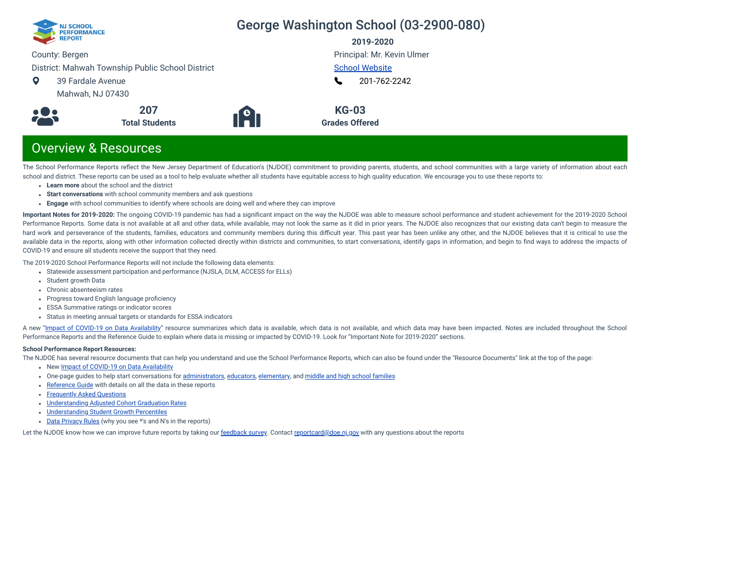# George Washington School (03-2900-080)

**2019-2020**

County: Bergen

District: Mahwah Township Public School District

39 Fardale Avenue
Mahwah, NJ 07430

Principal: Mr. Kevin Ulmer

School Website

201-762-2242

**207**
**Total Students**

**KG-03**
**Grades Offered**

## Overview & Resources

The School Performance Reports reflect the New Jersey Department of Education's (NJDOE) commitment to providing parents, students, and school communities with a large variety of information about each school and district. These reports can be used as a tool to help evaluate whether all students have equitable access to high quality education. We encourage you to use these reports to:

- **Learn more** about the school and the district
- **Start conversations** with school community members and ask questions
- **Engage** with school communities to identify where schools are doing well and where they can improve

**Important Notes for 2019-2020:** The ongoing COVID-19 pandemic has had a significant impact on the way the NJDOE was able to measure school performance and student achievement for the 2019-2020 School Performance Reports. Some data is not available at all and other data, while available, may not look the same as it did in prior years. The NJDOE also recognizes that our existing data can't begin to measure the hard work and perseverance of the students, families, educators and community members during this difficult year. This past year has been unlike any other, and the NJDOE believes that it is critical to use the available data in the reports, along with other information collected directly within districts and communities, to start conversations, identify gaps in information, and begin to find ways to address the impacts of COVID-19 and ensure all students receive the support that they need.

The 2019-2020 School Performance Reports will not include the following data elements:

- Statewide assessment participation and performance (NJSLA, DLM, ACCESS for ELLs)
- Student growth Data
- Chronic absenteeism rates
- Progress toward English language proficiency
- ESSA Summative ratings or indicator scores
- Status in meeting annual targets or standards for ESSA indicators

A new "Impact of COVID-19 on Data Availability" resource summarizes which data is available, which data is not available, and which data may have been impacted. Notes are included throughout the School Performance Reports and the Reference Guide to explain where data is missing or impacted by COVID-19. Look for "Important Note for 2019-2020" sections.

**School Performance Report Resources:**

The NJDOE has several resource documents that can help you understand and use the School Performance Reports, which can also be found under the "Resource Documents" link at the top of the page:

- New Impact of COVID-19 on Data Availability
- One-page guides to help start conversations for administrators, educators, elementary, and middle and high school families
- Reference Guide with details on all the data in these reports
- Frequently Asked Questions
- Understanding Adjusted Cohort Graduation Rates
- Understanding Student Growth Percentiles
- Data Privacy Rules (why you see *'s and N's in the reports)

Let the NJDOE know how we can improve future reports by taking our feedback survey. Contact reportcard@doe.nj.gov with any questions about the reports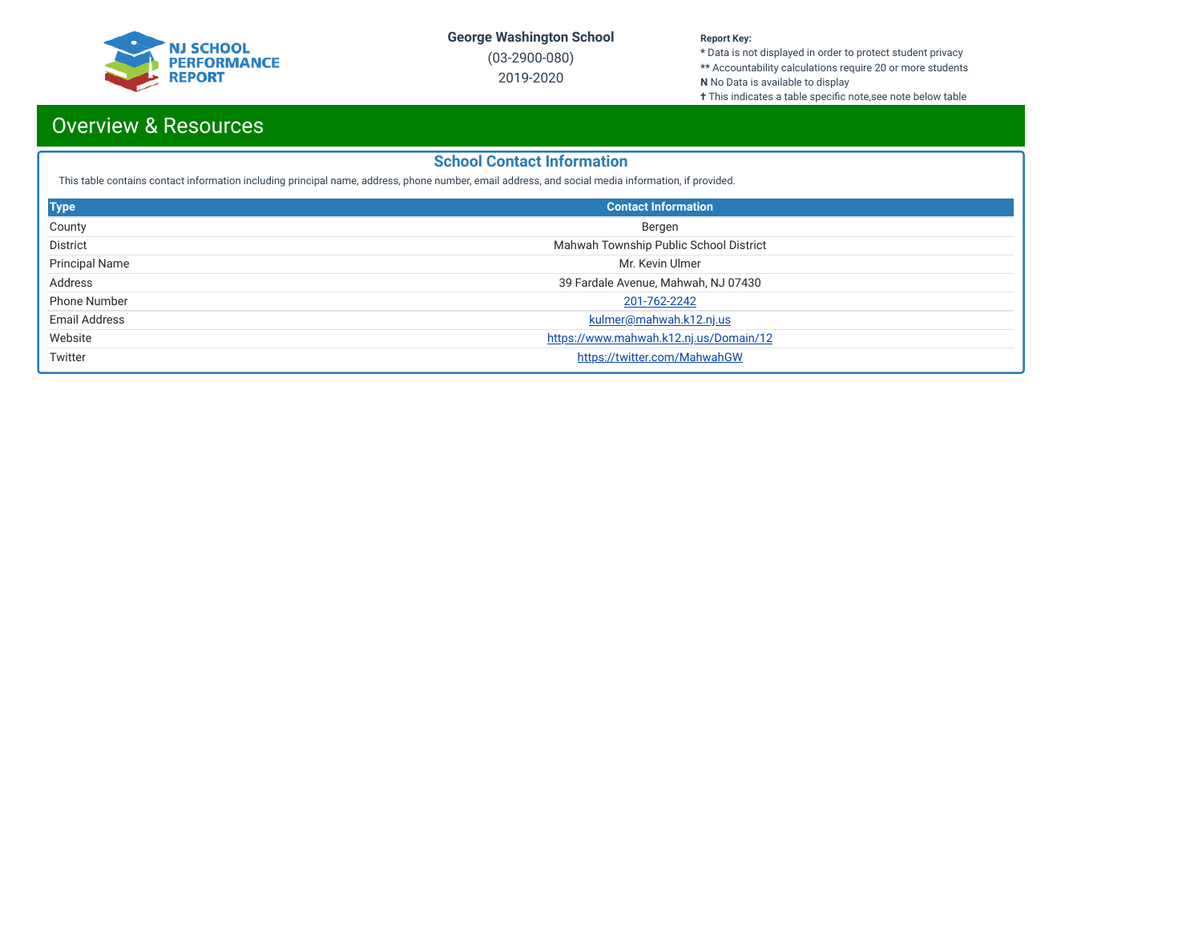NJ SCHOOL PERFORMANCE REPORT

**George Washington School**

(03-2900-080)

2019-2020

**Report Key:**
* Data is not displayed in order to protect student privacy
** Accountability calculations require 20 or more students
**N** No Data is available to display
† This indicates a table specific note,see note below table

# Overview & Resources

## School Contact Information

This table contains contact information including principal name, address, phone number, email address, and social media information, if provided.

| Type | Contact Information |
|---|---|
| County | Bergen |
| District | Mahwah Township Public School District |
| Principal Name | Mr. Kevin Ulmer |
| Address | 39 Fardale Avenue, Mahwah, NJ 07430 |
| Phone Number | 201-762-2242 |
| Email Address | kulmer@mahwah.k12.nj.us |
| Website | https://www.mahwah.k12.nj.us/Domain/12 |
| Twitter | https://twitter.com/MahwahGW |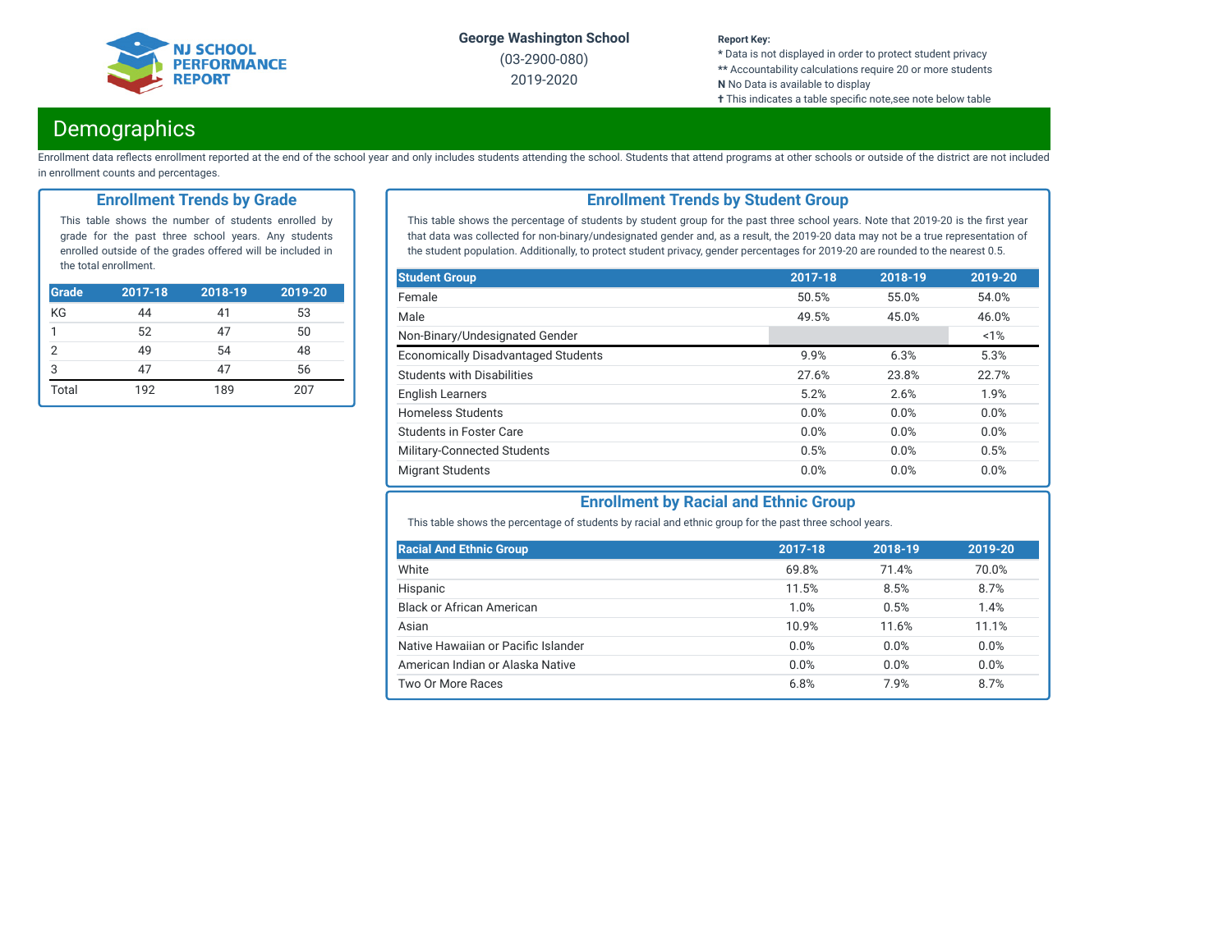George Washington School

(03-2900-080)

2019-2020

**Report Key:**
* Data is not displayed in order to protect student privacy
** Accountability calculations require 20 or more students
**N** No Data is available to display
✝ This indicates a table specific note,see note below table

# Demographics

Enrollment data reflects enrollment reported at the end of the school year and only includes students attending the school. Students that attend programs at other schools or outside of the district are not included in enrollment counts and percentages.

## Enrollment Trends by Grade

This table shows the number of students enrolled by grade for the past three school years. Any students enrolled outside of the grades offered will be included in the total enrollment.

| Grade | 2017-18 | 2018-19 | 2019-20 |
|---|---|---|---|
| KG | 44 | 41 | 53 |
| 1 | 52 | 47 | 50 |
| 2 | 49 | 54 | 48 |
| 3 | 47 | 47 | 56 |
| Total | 192 | 189 | 207 |

## Enrollment Trends by Student Group

This table shows the percentage of students by student group for the past three school years. Note that 2019-20 is the first year that data was collected for non-binary/undesignated gender and, as a result, the 2019-20 data may not be a true representation of the student population. Additionally, to protect student privacy, gender percentages for 2019-20 are rounded to the nearest 0.5.

| Student Group | 2017-18 | 2018-19 | 2019-20 |
|---|---|---|---|
| Female | 50.5% | 55.0% | 54.0% |
| Male | 49.5% | 45.0% | 46.0% |
| Non-Binary/Undesignated Gender | | | <1% |
| Economically Disadvantaged Students | 9.9% | 6.3% | 5.3% |
| Students with Disabilities | 27.6% | 23.8% | 22.7% |
| English Learners | 5.2% | 2.6% | 1.9% |
| Homeless Students | 0.0% | 0.0% | 0.0% |
| Students in Foster Care | 0.0% | 0.0% | 0.0% |
| Military-Connected Students | 0.5% | 0.0% | 0.5% |
| Migrant Students | 0.0% | 0.0% | 0.0% |

## Enrollment by Racial and Ethnic Group

This table shows the percentage of students by racial and ethnic group for the past three school years.

| Racial And Ethnic Group | 2017-18 | 2018-19 | 2019-20 |
|---|---|---|---|
| White | 69.8% | 71.4% | 70.0% |
| Hispanic | 11.5% | 8.5% | 8.7% |
| Black or African American | 1.0% | 0.5% | 1.4% |
| Asian | 10.9% | 11.6% | 11.1% |
| Native Hawaiian or Pacific Islander | 0.0% | 0.0% | 0.0% |
| American Indian or Alaska Native | 0.0% | 0.0% | 0.0% |
| Two Or More Races | 6.8% | 7.9% | 8.7% |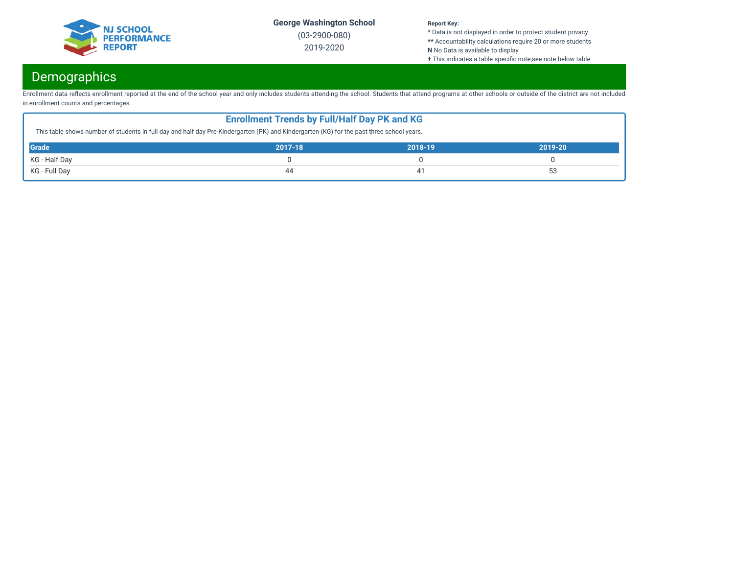# Demographics

Enrollment data reflects enrollment reported at the end of the school year and only includes students attending the school. Students that attend programs at other schools or outside of the district are not included in enrollment counts and percentages.

## Enrollment Trends by Full/Half Day PK and KG

This table shows number of students in full day and half day Pre-Kindergarten (PK) and Kindergarten (KG) for the past three school years.

| Grade | 2017-18 | 2018-19 | 2019-20 |
|---|---|---|---|
| KG - Half Day | 0 | 0 | 0 |
| KG - Full Day | 44 | 41 | 53 |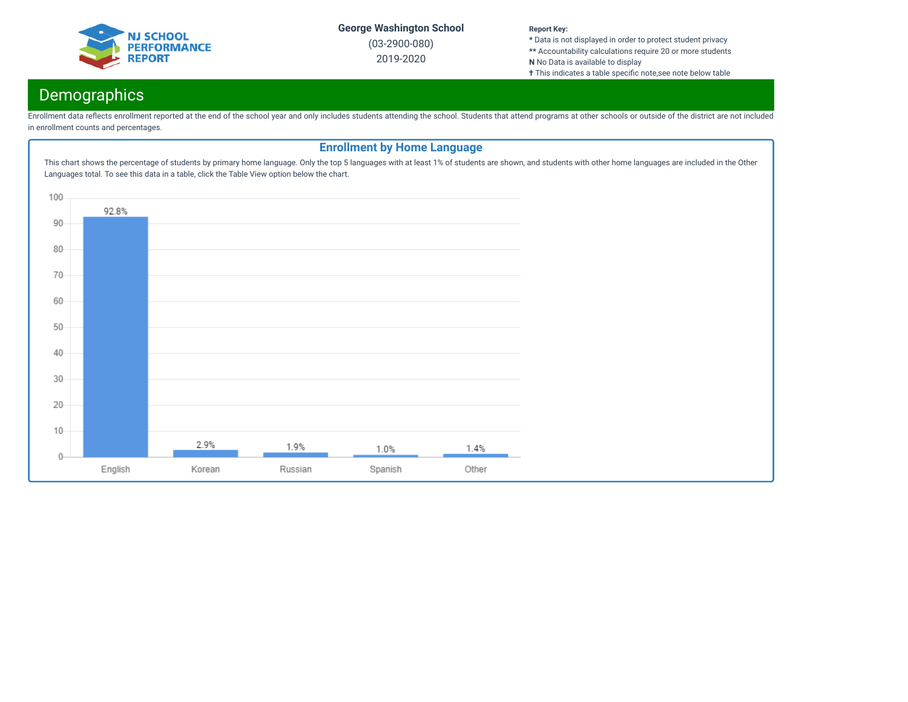George Washington School

(03-2900-080)

2019-2020

**Report Key:**
* Data is not displayed in order to protect student privacy
** Accountability calculations require 20 or more students
**N** No Data is available to display
✝ This indicates a table specific note,see note below table

## Demographics

Enrollment data reflects enrollment reported at the end of the school year and only includes students attending the school. Students that attend programs at other schools or outside of the district are not included in enrollment counts and percentages.

### Enrollment by Home Language

This chart shows the percentage of students by primary home language. Only the top 5 languages with at least 1% of students are shown, and students with other home languages are included in the Other Languages total. To see this data in a table, click the Table View option below the chart.

| Language | Percentage |
|---|---|
| English | 92.8% |
| Korean | 2.9% |
| Russian | 1.9% |
| Spanish | 1.0% |
| Other | 1.4% |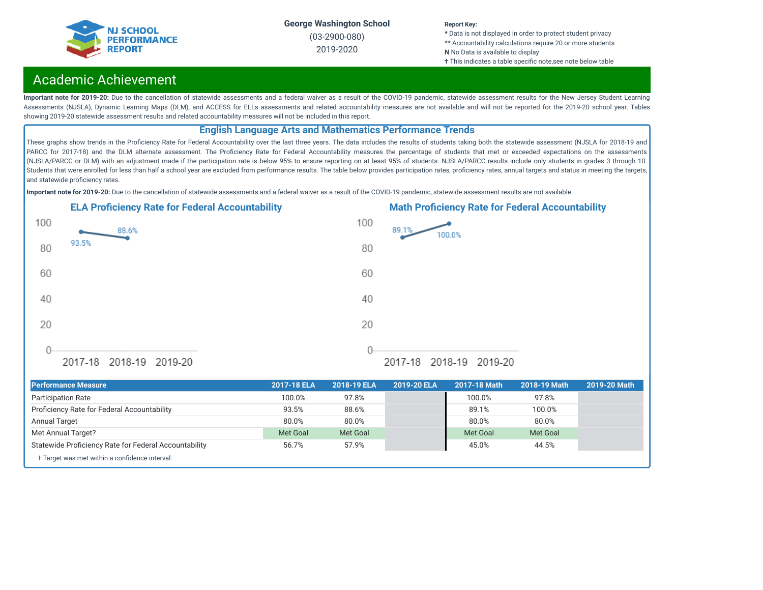George Washington School

(03-2900-080)

2019-2020

**Report Key:**
* Data is not displayed in order to protect student privacy
** Accountability calculations require 20 or more students
**N** No Data is available to display
† This indicates a table specific note,see note below table

# Academic Achievement

**Important note for 2019-20:** Due to the cancellation of statewide assessments and a federal waiver as a result of the COVID-19 pandemic, statewide assessment results for the New Jersey Student Learning Assessments (NJSLA), Dynamic Learning Maps (DLM), and ACCESS for ELLs assessments and related accountability measures are not available and will not be reported for the 2019-20 school year. Tables showing 2019-20 statewide assessment results and related accountability measures will not be included in this report.

## English Language Arts and Mathematics Performance Trends

These graphs show trends in the Proficiency Rate for Federal Accountability over the last three years. The data includes the results of students taking both the statewide assessment (NJSLA for 2018-19 and PARCC for 2017-18) and the DLM alternate assessment. The Proficiency Rate for Federal Accountability measures the percentage of students that met or exceeded expectations on the assessments (NJSLA/PARCC or DLM) with an adjustment made if the participation rate is below 95% to ensure reporting on at least 95% of students. NJSLA/PARCC results include only students in grades 3 through 10. Students that were enrolled for less than half a school year are excluded from performance results. The table below provides participation rates, proficiency rates, annual targets and status in meeting the targets, and statewide proficiency rates.

**Important note for 2019-20:** Due to the cancellation of statewide assessments and a federal waiver as a result of the COVID-19 pandemic, statewide assessment results are not available.

### ELA Proficiency Rate for Federal Accountability

| Year | Proficiency Rate |
|---|---|
| 2017-18 | 93.5% |
| 2018-19 | 88.6% |
| 2019-20 | |

### Math Proficiency Rate for Federal Accountability

| Year | Proficiency Rate |
|---|---|
| 2017-18 | 89.1% |
| 2018-19 | 100.0% |
| 2019-20 | |

| Performance Measure | 2017-18 ELA | 2018-19 ELA | 2019-20 ELA | 2017-18 Math | 2018-19 Math | 2019-20 Math |
|---|---|---|---|---|---|---|
| Participation Rate | 100.0% | 97.8% | | 100.0% | 97.8% | |
| Proficiency Rate for Federal Accountability | 93.5% | 88.6% | | 89.1% | 100.0% | |
| Annual Target | 80.0% | 80.0% | | 80.0% | 80.0% | |
| Met Annual Target? | Met Goal | Met Goal | | Met Goal | Met Goal | |
| Statewide Proficiency Rate for Federal Accountability | 56.7% | 57.9% | | 45.0% | 44.5% | |

† Target was met within a confidence interval.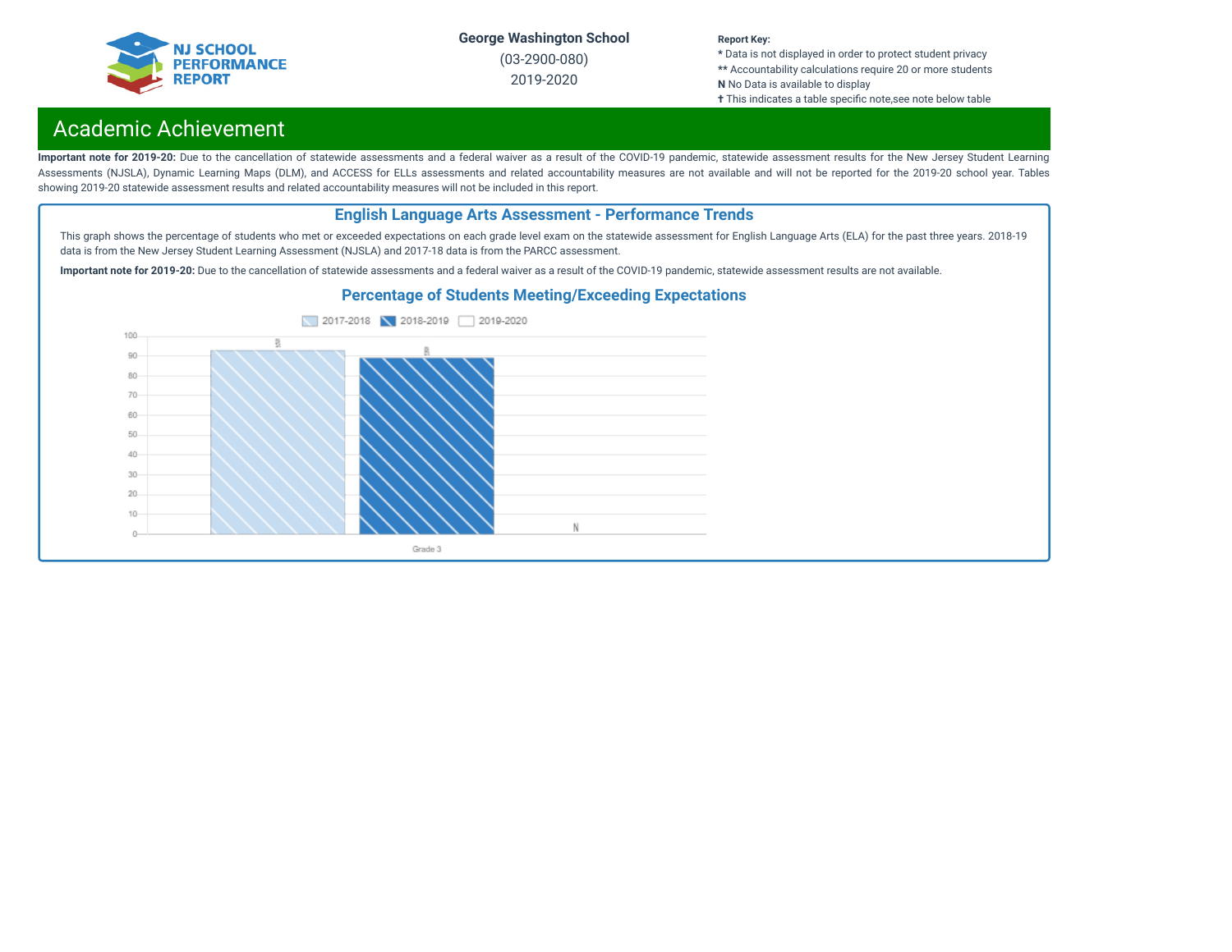**NJ SCHOOL PERFORMANCE REPORT**

**George Washington School**
(03-2900-080)
2019-2020

**Report Key:**
* Data is not displayed in order to protect student privacy
** Accountability calculations require 20 or more students
**N** No Data is available to display
✝ This indicates a table specific note,see note below table

# Academic Achievement

**Important note for 2019-20:** Due to the cancellation of statewide assessments and a federal waiver as a result of the COVID-19 pandemic, statewide assessment results for the New Jersey Student Learning Assessments (NJSLA), Dynamic Learning Maps (DLM), and ACCESS for ELLs assessments and related accountability measures are not available and will not be reported for the 2019-20 school year. Tables showing 2019-20 statewide assessment results and related accountability measures will not be included in this report.

## English Language Arts Assessment - Performance Trends

This graph shows the percentage of students who met or exceeded expectations on each grade level exam on the statewide assessment for English Language Arts (ELA) for the past three years. 2018-19 data is from the New Jersey Student Learning Assessment (NJSLA) and 2017-18 data is from the PARCC assessment.

**Important note for 2019-20:** Due to the cancellation of statewide assessments and a federal waiver as a result of the COVID-19 pandemic, statewide assessment results are not available.

### Percentage of Students Meeting/Exceeding Expectations

| Grade | 2017-2018 | 2018-2019 | 2019-2020 |
|---|---|---|---|
| Grade 3 | 93 | 89 | N |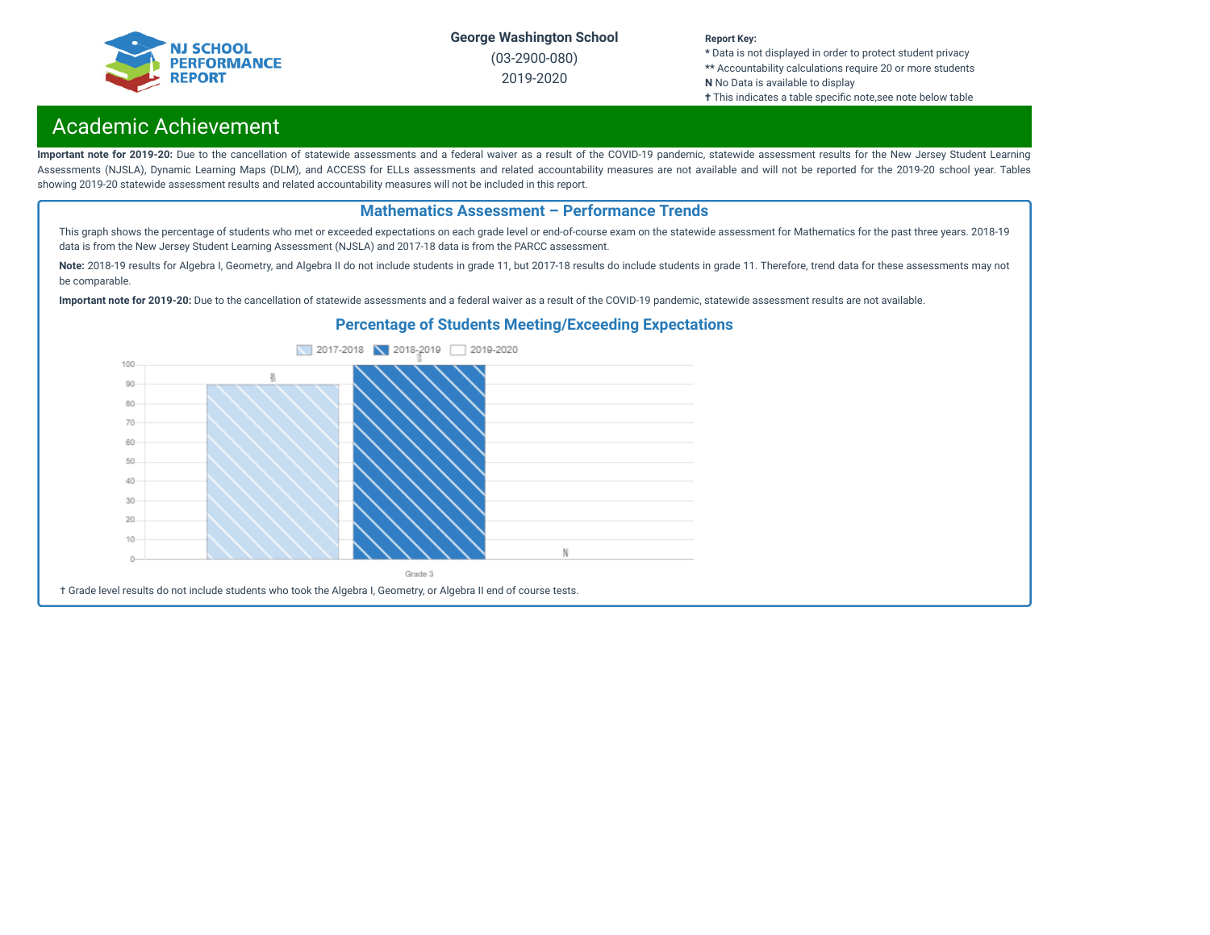George Washington School

(03-2900-080)

2019-2020

**Report Key:**
* Data is not displayed in order to protect student privacy
** Accountability calculations require 20 or more students
**N** No Data is available to display
✝ This indicates a table specific note,see note below table

## Academic Achievement

**Important note for 2019-20:** Due to the cancellation of statewide assessments and a federal waiver as a result of the COVID-19 pandemic, statewide assessment results for the New Jersey Student Learning Assessments (NJSLA), Dynamic Learning Maps (DLM), and ACCESS for ELLs assessments and related accountability measures are not available and will not be reported for the 2019-20 school year. Tables showing 2019-20 statewide assessment results and related accountability measures will not be included in this report.

### Mathematics Assessment – Performance Trends

This graph shows the percentage of students who met or exceeded expectations on each grade level or end-of-course exam on the statewide assessment for Mathematics for the past three years. 2018-19 data is from the New Jersey Student Learning Assessment (NJSLA) and 2017-18 data is from the PARCC assessment.

**Note:** 2018-19 results for Algebra I, Geometry, and Algebra II do not include students in grade 11, but 2017-18 results do include students in grade 11. Therefore, trend data for these assessments may not be comparable.

**Important note for 2019-20:** Due to the cancellation of statewide assessments and a federal waiver as a result of the COVID-19 pandemic, statewide assessment results are not available.

#### Percentage of Students Meeting/Exceeding Expectations

| | 2017-2018 | 2018-2019 | 2019-2020 |
|---|---|---|---|
| Grade 3 | 90 | 100 | N |

✝ Grade level results do not include students who took the Algebra I, Geometry, or Algebra II end of course tests.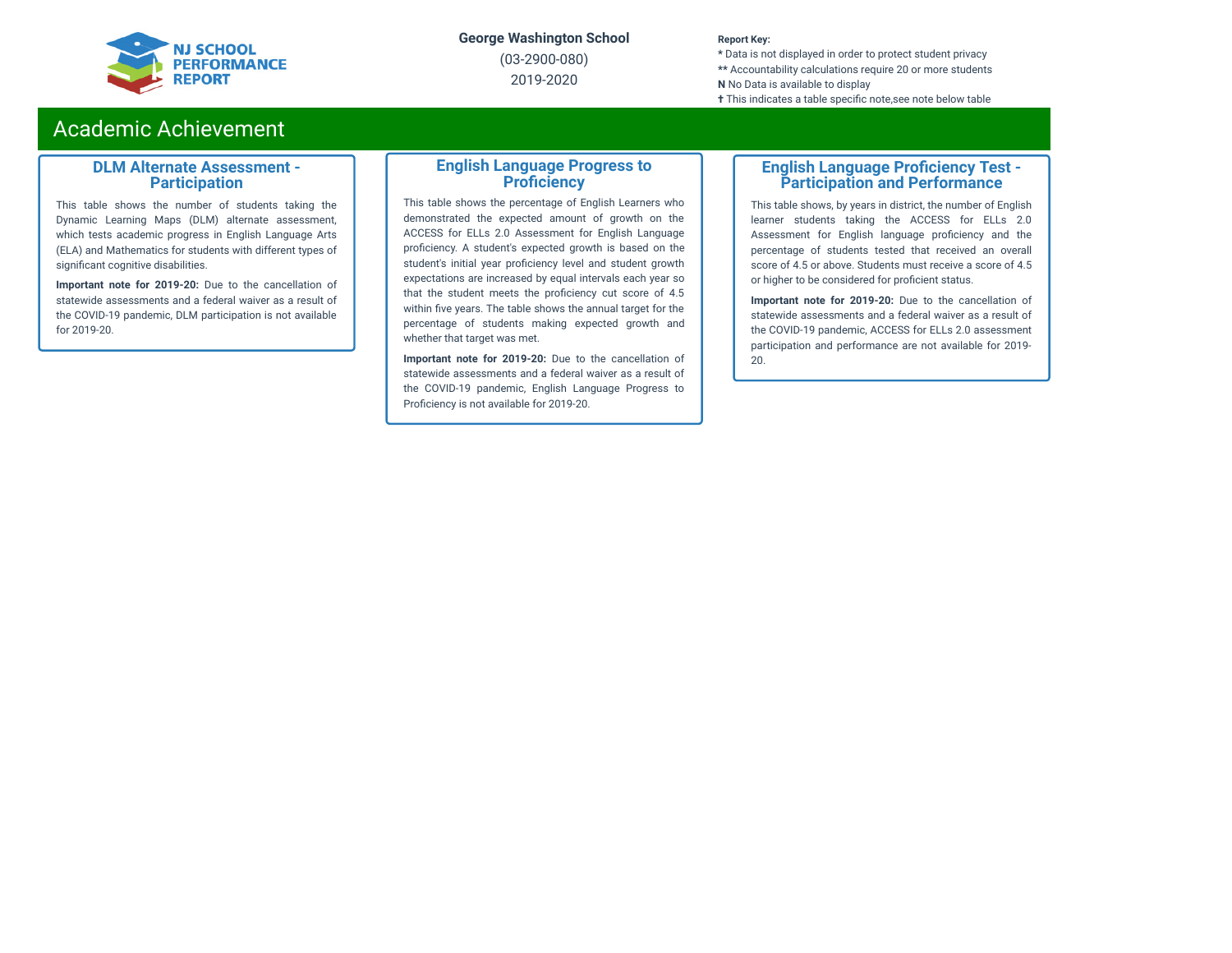George Washington School

(03-2900-080)

2019-2020

**Report Key:**

* Data is not displayed in order to protect student privacy

** Accountability calculations require 20 or more students

**N** No Data is available to display

✝ This indicates a table specific note,see note below table

## Academic Achievement

### DLM Alternate Assessment - Participation

This table shows the number of students taking the Dynamic Learning Maps (DLM) alternate assessment, which tests academic progress in English Language Arts (ELA) and Mathematics for students with different types of significant cognitive disabilities.

**Important note for 2019-20:** Due to the cancellation of statewide assessments and a federal waiver as a result of the COVID-19 pandemic, DLM participation is not available for 2019-20.

### English Language Progress to Proficiency

This table shows the percentage of English Learners who demonstrated the expected amount of growth on the ACCESS for ELLs 2.0 Assessment for English Language proficiency. A student's expected growth is based on the student's initial year proficiency level and student growth expectations are increased by equal intervals each year so that the student meets the proficiency cut score of 4.5 within five years. The table shows the annual target for the percentage of students making expected growth and whether that target was met.

**Important note for 2019-20:** Due to the cancellation of statewide assessments and a federal waiver as a result of the COVID-19 pandemic, English Language Progress to Proficiency is not available for 2019-20.

### English Language Proficiency Test - Participation and Performance

This table shows, by years in district, the number of English learner students taking the ACCESS for ELLs 2.0 Assessment for English language proficiency and the percentage of students tested that received an overall score of 4.5 or above. Students must receive a score of 4.5 or higher to be considered for proficient status.

**Important note for 2019-20:** Due to the cancellation of statewide assessments and a federal waiver as a result of the COVID-19 pandemic, ACCESS for ELLs 2.0 assessment participation and performance are not available for 2019-20.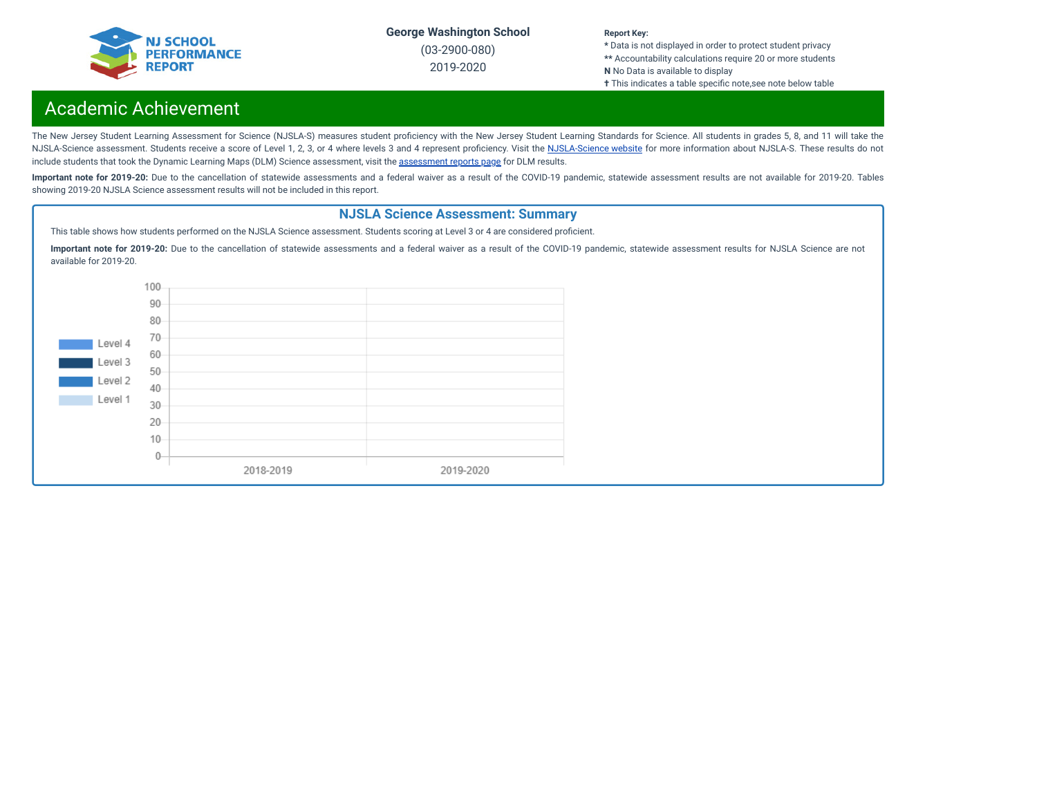# Academic Achievement

The New Jersey Student Learning Assessment for Science (NJSLA-S) measures student proficiency with the New Jersey Student Learning Standards for Science. All students in grades 5, 8, and 11 will take the NJSLA-Science assessment. Students receive a score of Level 1, 2, 3, or 4 where levels 3 and 4 represent proficiency. Visit the NJSLA-Science website for more information about NJSLA-S. These results do not include students that took the Dynamic Learning Maps (DLM) Science assessment, visit the assessment reports page for DLM results.

**Important note for 2019-20:** Due to the cancellation of statewide assessments and a federal waiver as a result of the COVID-19 pandemic, statewide assessment results are not available for 2019-20. Tables showing 2019-20 NJSLA Science assessment results will not be included in this report.

## NJSLA Science Assessment: Summary

This table shows how students performed on the NJSLA Science assessment. Students scoring at Level 3 or 4 are considered proficient.

**Important note for 2019-20:** Due to the cancellation of statewide assessments and a federal waiver as a result of the COVID-19 pandemic, statewide assessment results for NJSLA Science are not available for 2019-20.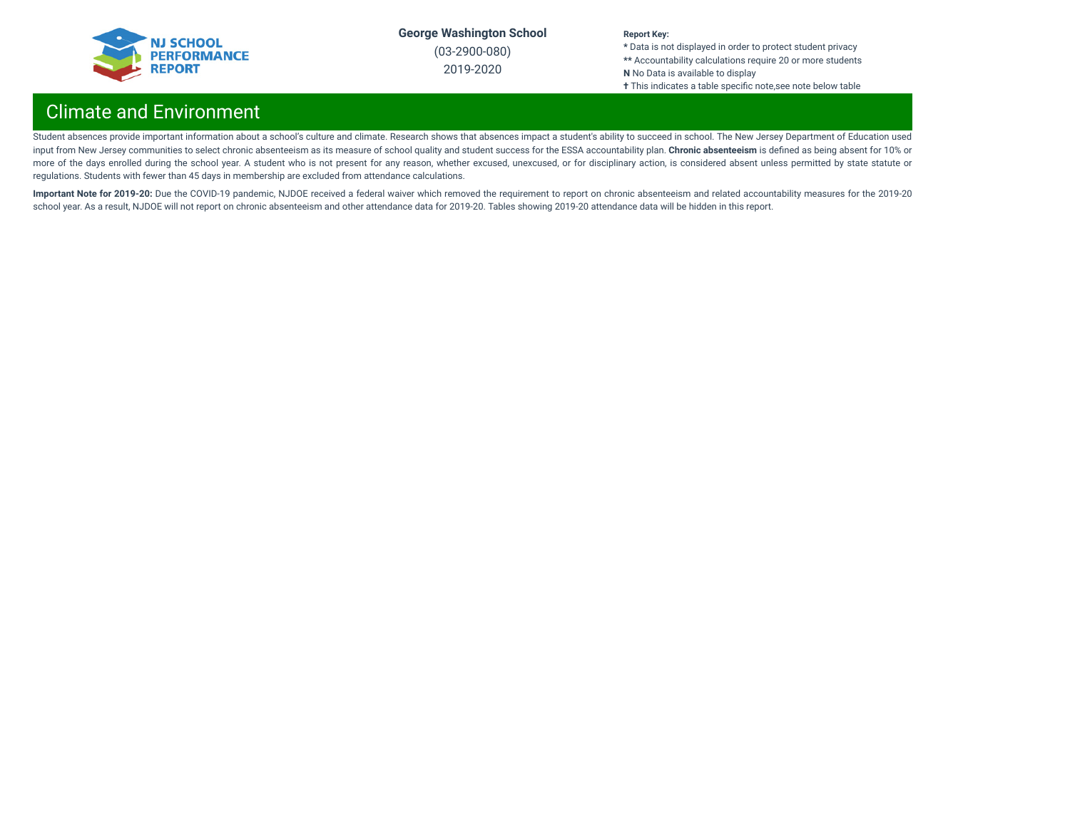# Climate and Environment

Student absences provide important information about a school's culture and climate. Research shows that absences impact a student's ability to succeed in school. The New Jersey Department of Education used input from New Jersey communities to select chronic absenteeism as its measure of school quality and student success for the ESSA accountability plan. **Chronic absenteeism** is defined as being absent for 10% or more of the days enrolled during the school year. A student who is not present for any reason, whether excused, unexcused, or for disciplinary action, is considered absent unless permitted by state statute or regulations. Students with fewer than 45 days in membership are excluded from attendance calculations.

**Important Note for 2019-20:** Due the COVID-19 pandemic, NJDOE received a federal waiver which removed the requirement to report on chronic absenteeism and related accountability measures for the 2019-20 school year. As a result, NJDOE will not report on chronic absenteeism and other attendance data for 2019-20. Tables showing 2019-20 attendance data will be hidden in this report.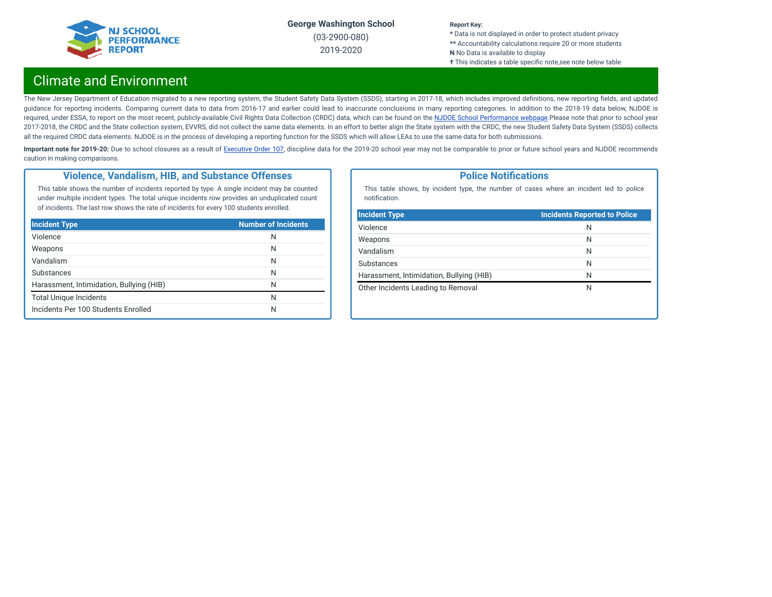George Washington School

(03-2900-080)

2019-2020

**Report Key:**
* Data is not displayed in order to protect student privacy
** Accountability calculations require 20 or more students
**N** No Data is available to display
✝ This indicates a table specific note,see note below table

## Climate and Environment

The New Jersey Department of Education migrated to a new reporting system, the Student Safety Data System (SSDS), starting in 2017-18, which includes improved definitions, new reporting fields, and updated guidance for reporting incidents. Comparing current data to data from 2016-17 and earlier could lead to inaccurate conclusions in many reporting categories. In addition to the 2018-19 data below, NJDOE is required, under ESSA, to report on the most recent, publicly-available Civil Rights Data Collection (CRDC) data, which can be found on the NJDOE School Performance webpage.Please note that prior to school year 2017-2018, the CRDC and the State collection system, EVVRS, did not collect the same data elements. In an effort to better align the State system with the CRDC, the new Student Safety Data System (SSDS) collects all the required CRDC data elements. NJDOE is in the process of developing a reporting function for the SSDS which will allow LEAs to use the same data for both submissions.

**Important note for 2019-20:** Due to school closures as a result of Executive Order 107, discipline data for the 2019-20 school year may not be comparable to prior or future school years and NJDOE recommends caution in making comparisons.

### Violence, Vandalism, HIB, and Substance Offenses

This table shows the number of incidents reported by type. A single incident may be counted under multiple incident types. The total unique incidents row provides an unduplicated count of incidents. The last row shows the rate of incidents for every 100 students enrolled.

| Incident Type | Number of Incidents |
|---|---|
| Violence | N |
| Weapons | N |
| Vandalism | N |
| Substances | N |
| Harassment, Intimidation, Bullying (HIB) | N |
| Total Unique Incidents | N |
| Incidents Per 100 Students Enrolled | N |

### Police Notifications

This table shows, by incident type, the number of cases where an incident led to police notification.

| Incident Type | Incidents Reported to Police |
|---|---|
| Violence | N |
| Weapons | N |
| Vandalism | N |
| Substances | N |
| Harassment, Intimidation, Bullying (HIB) | N |
| Other Incidents Leading to Removal | N |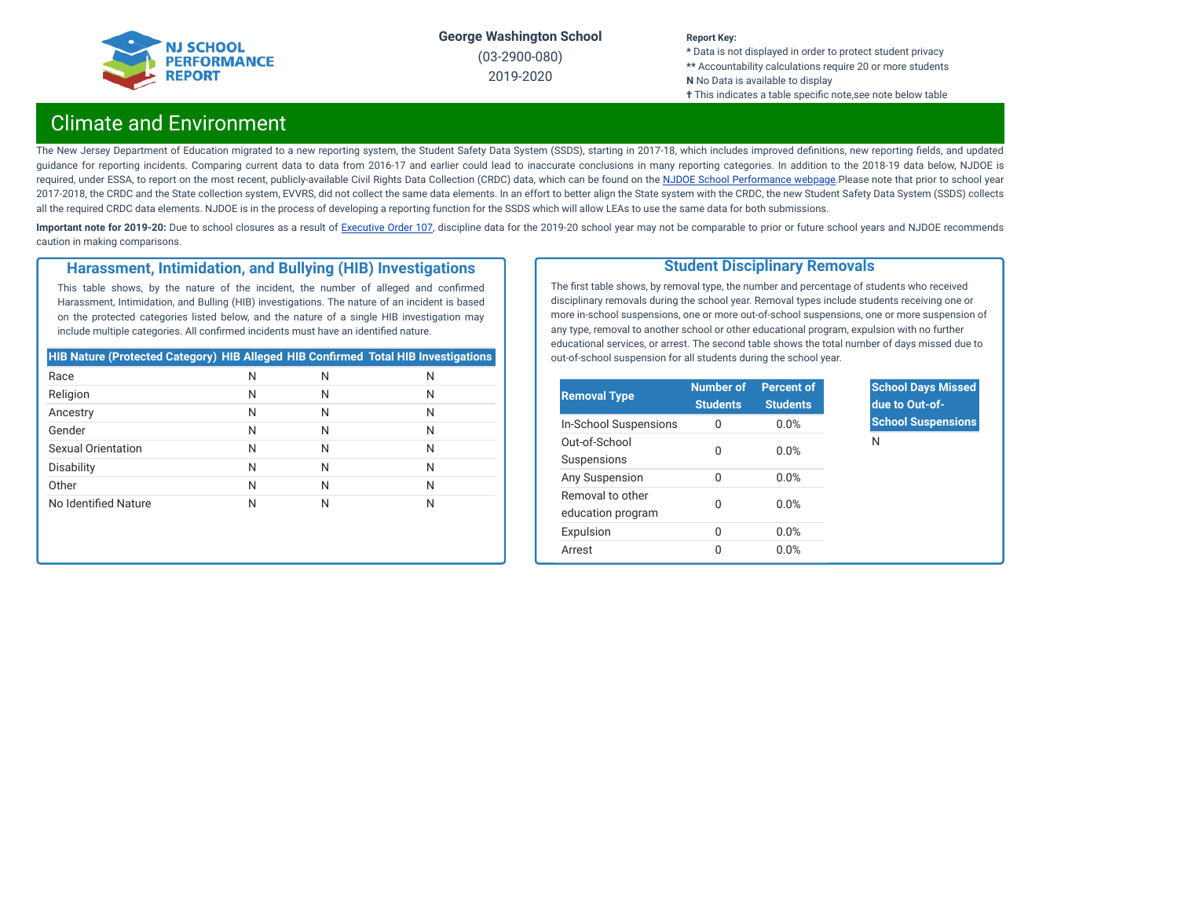George Washington School

(03-2900-080)

2019-2020

**Report Key:**
* Data is not displayed in order to protect student privacy
** Accountability calculations require 20 or more students
**N** No Data is available to display
✝ This indicates a table specific note,see note below table

## Climate and Environment

The New Jersey Department of Education migrated to a new reporting system, the Student Safety Data System (SSDS), starting in 2017-18, which includes improved definitions, new reporting fields, and updated guidance for reporting incidents. Comparing current data to data from 2016-17 and earlier could lead to inaccurate conclusions in many reporting categories. In addition to the 2018-19 data below, NJDOE is required, under ESSA, to report on the most recent, publicly-available Civil Rights Data Collection (CRDC) data, which can be found on the NJDOE School Performance webpage.Please note that prior to school year 2017-2018, the CRDC and the State collection system, EVVRS, did not collect the same data elements. In an effort to better align the State system with the CRDC, the new Student Safety Data System (SSDS) collects all the required CRDC data elements. NJDOE is in the process of developing a reporting function for the SSDS which will allow LEAs to use the same data for both submissions.

**Important note for 2019-20:** Due to school closures as a result of Executive Order 107, discipline data for the 2019-20 school year may not be comparable to prior or future school years and NJDOE recommends caution in making comparisons.

### Harassment, Intimidation, and Bullying (HIB) Investigations

This table shows, by the nature of the incident, the number of alleged and confirmed Harassment, Intimidation, and Bulling (HIB) investigations. The nature of an incident is based on the protected categories listed below, and the nature of a single HIB investigation may include multiple categories. All confirmed incidents must have an identified nature.

| HIB Nature (Protected Category) | HIB Alleged | HIB Confirmed | Total HIB Investigations |
|---|---|---|---|
| Race | N | N | N |
| Religion | N | N | N |
| Ancestry | N | N | N |
| Gender | N | N | N |
| Sexual Orientation | N | N | N |
| Disability | N | N | N |
| Other | N | N | N |
| No Identified Nature | N | N | N |

### Student Disciplinary Removals

The first table shows, by removal type, the number and percentage of students who received disciplinary removals during the school year. Removal types include students receiving one or more in-school suspensions, one or more out-of-school suspensions, one or more suspension of any type, removal to another school or other educational program, expulsion with no further educational services, or arrest. The second table shows the total number of days missed due to out-of-school suspension for all students during the school year.

| Removal Type | Number of Students | Percent of Students |
|---|---|---|
| In-School Suspensions | 0 | 0.0% |
| Out-of-School Suspensions | 0 | 0.0% |
| Any Suspension | 0 | 0.0% |
| Removal to other education program | 0 | 0.0% |
| Expulsion | 0 | 0.0% |
| Arrest | 0 | 0.0% |

| School Days Missed due to Out-of-School Suspensions |
|---|
| N |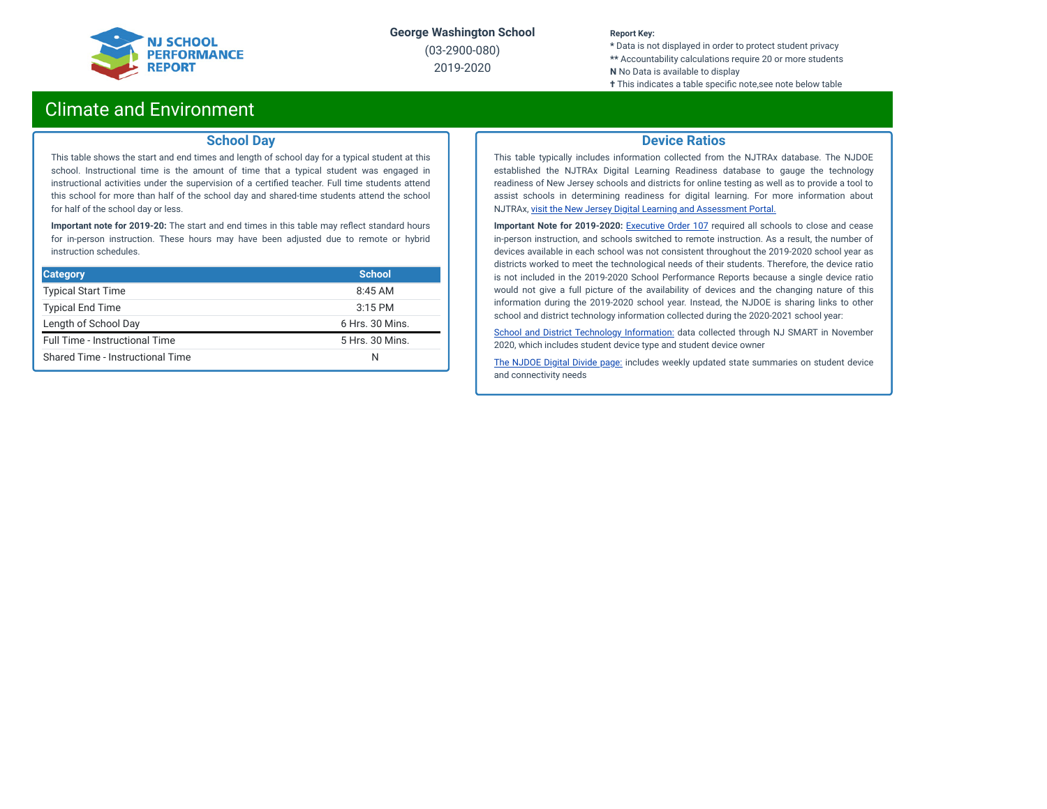George Washington School

(03-2900-080)

2019-2020

**Report Key:**
* Data is not displayed in order to protect student privacy
** Accountability calculations require 20 or more students
**N** No Data is available to display
✝ This indicates a table specific note,see note below table

# Climate and Environment

## School Day

This table shows the start and end times and length of school day for a typical student at this school. Instructional time is the amount of time that a typical student was engaged in instructional activities under the supervision of a certified teacher. Full time students attend this school for more than half of the school day and shared-time students attend the school for half of the school day or less.

**Important note for 2019-20:** The start and end times in this table may reflect standard hours for in-person instruction. These hours may have been adjusted due to remote or hybrid instruction schedules.

| Category | School |
|---|---|
| Typical Start Time | 8:45 AM |
| Typical End Time | 3:15 PM |
| Length of School Day | 6 Hrs. 30 Mins. |
| Full Time - Instructional Time | 5 Hrs. 30 Mins. |
| Shared Time - Instructional Time | N |

## Device Ratios

This table typically includes information collected from the NJTRAx database. The NJDOE established the NJTRAx Digital Learning Readiness database to gauge the technology readiness of New Jersey schools and districts for online testing as well as to provide a tool to assist schools in determining readiness for digital learning. For more information about NJTRAx, visit the New Jersey Digital Learning and Assessment Portal.

**Important Note for 2019-2020:** Executive Order 107 required all schools to close and cease in-person instruction, and schools switched to remote instruction. As a result, the number of devices available in each school was not consistent throughout the 2019-2020 school year as districts worked to meet the technological needs of their students. Therefore, the device ratio is not included in the 2019-2020 School Performance Reports because a single device ratio would not give a full picture of the availability of devices and the changing nature of this information during the 2019-2020 school year. Instead, the NJDOE is sharing links to other school and district technology information collected during the 2020-2021 school year:

School and District Technology Information: data collected through NJ SMART in November 2020, which includes student device type and student device owner

The NJDOE Digital Divide page: includes weekly updated state summaries on student device and connectivity needs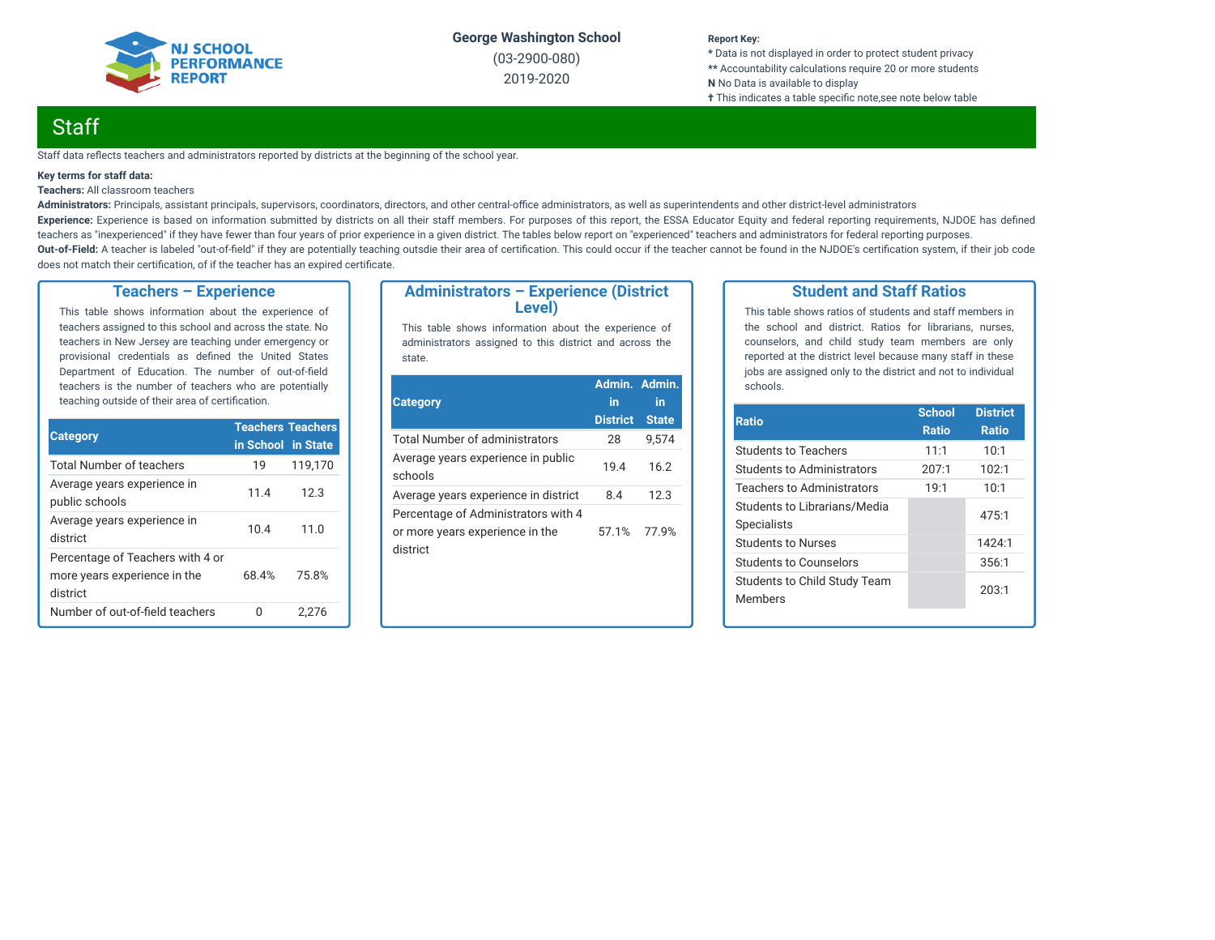George Washington School

(03-2900-080)

2019-2020

**Report Key:**
* Data is not displayed in order to protect student privacy
** Accountability calculations require 20 or more students
**N** No Data is available to display
† This indicates a table specific note,see note below table

# Staff

Staff data reflects teachers and administrators reported by districts at the beginning of the school year.

**Key terms for staff data:**

**Teachers:** All classroom teachers

**Administrators:** Principals, assistant principals, supervisors, coordinators, directors, and other central-office administrators, as well as superintendents and other district-level administrators

**Experience:** Experience is based on information submitted by districts on all their staff members. For purposes of this report, the ESSA Educator Equity and federal reporting requirements, NJDOE has defined teachers as "inexperienced" if they have fewer than four years of prior experience in a given district. The tables below report on "experienced" teachers and administrators for federal reporting purposes.

**Out-of-Field:** A teacher is labeled "out-of-field" if they are potentially teaching outsdie their area of certification. This could occur if the teacher cannot be found in the NJDOE's certification system, if their job code does not match their certification, of if the teacher has an expired certificate.

## Teachers – Experience

This table shows information about the experience of teachers assigned to this school and across the state. No teachers in New Jersey are teaching under emergency or provisional credentials as defined the United States Department of Education. The number of out-of-field teachers is the number of teachers who are potentially teaching outside of their area of certification.

| Category | Teachers in School | Teachers in State |
|---|---|---|
| Total Number of teachers | 19 | 119,170 |
| Average years experience in public schools | 11.4 | 12.3 |
| Average years experience in district | 10.4 | 11.0 |
| Percentage of Teachers with 4 or more years experience in the district | 68.4% | 75.8% |
| Number of out-of-field teachers | 0 | 2,276 |

## Administrators – Experience (District Level)

This table shows information about the experience of administrators assigned to this district and across the state.

| Category | Admin. in District | Admin. in State |
|---|---|---|
| Total Number of administrators | 28 | 9,574 |
| Average years experience in public schools | 19.4 | 16.2 |
| Average years experience in district | 8.4 | 12.3 |
| Percentage of Administrators with 4 or more years experience in the district | 57.1% | 77.9% |

## Student and Staff Ratios

This table shows ratios of students and staff members in the school and district. Ratios for librarians, nurses, counselors, and child study team members are only reported at the district level because many staff in these jobs are assigned only to the district and not to individual schools.

| Ratio | School Ratio | District Ratio |
|---|---|---|
| Students to Teachers | 11:1 | 10:1 |
| Students to Administrators | 207:1 | 102:1 |
| Teachers to Administrators | 19:1 | 10:1 |
| Students to Librarians/Media Specialists | | 475:1 |
| Students to Nurses | | 1424:1 |
| Students to Counselors | | 356:1 |
| Students to Child Study Team Members | | 203:1 |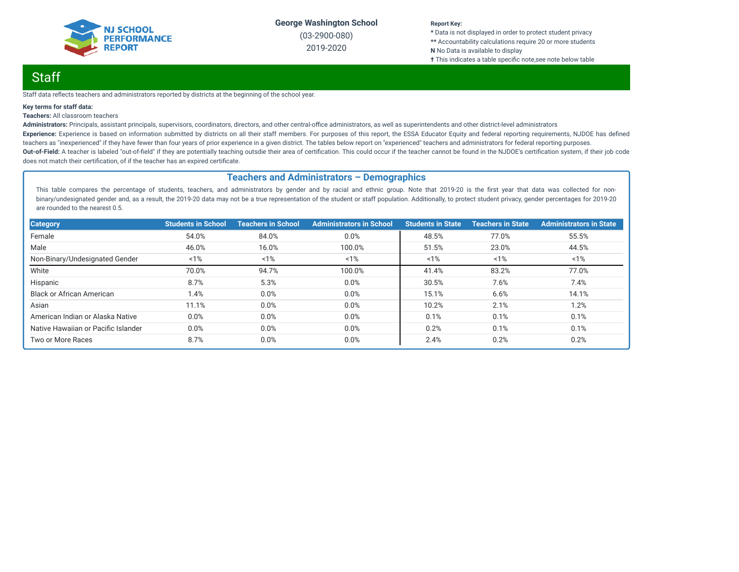George Washington School

(03-2900-080)

2019-2020

**Report Key:**
* Data is not displayed in order to protect student privacy
** Accountability calculations require 20 or more students
**N** No Data is available to display
✝ This indicates a table specific note,see note below table

## Staff

Staff data reflects teachers and administrators reported by districts at the beginning of the school year.

**Key terms for staff data:**

**Teachers:** All classroom teachers

**Administrators:** Principals, assistant principals, supervisors, coordinators, directors, and other central-office administrators, as well as superintendents and other district-level administrators

**Experience:** Experience is based on information submitted by districts on all their staff members. For purposes of this report, the ESSA Educator Equity and federal reporting requirements, NJDOE has defined teachers as "inexperienced" if they have fewer than four years of prior experience in a given district. The tables below report on "experienced" teachers and administrators for federal reporting purposes.

**Out-of-Field:** A teacher is labeled "out-of-field" if they are potentially teaching outsdie their area of certification. This could occur if the teacher cannot be found in the NJDOE's certification system, if their job code does not match their certification, of if the teacher has an expired certificate.

### Teachers and Administrators – Demographics

This table compares the percentage of students, teachers, and administrators by gender and by racial and ethnic group. Note that 2019-20 is the first year that data was collected for non-binary/undesignated gender and, as a result, the 2019-20 data may not be a true representation of the student or staff population. Additionally, to protect student privacy, gender percentages for 2019-20 are rounded to the nearest 0.5.

| Category | Students in School | Teachers in School | Administrators in School | Students in State | Teachers in State | Administrators in State |
|---|---|---|---|---|---|---|
| Female | 54.0% | 84.0% | 0.0% | 48.5% | 77.0% | 55.5% |
| Male | 46.0% | 16.0% | 100.0% | 51.5% | 23.0% | 44.5% |
| Non-Binary/Undesignated Gender | <1% | <1% | <1% | <1% | <1% | <1% |
| White | 70.0% | 94.7% | 100.0% | 41.4% | 83.2% | 77.0% |
| Hispanic | 8.7% | 5.3% | 0.0% | 30.5% | 7.6% | 7.4% |
| Black or African American | 1.4% | 0.0% | 0.0% | 15.1% | 6.6% | 14.1% |
| Asian | 11.1% | 0.0% | 0.0% | 10.2% | 2.1% | 1.2% |
| American Indian or Alaska Native | 0.0% | 0.0% | 0.0% | 0.1% | 0.1% | 0.1% |
| Native Hawaiian or Pacific Islander | 0.0% | 0.0% | 0.0% | 0.2% | 0.1% | 0.1% |
| Two or More Races | 8.7% | 0.0% | 0.0% | 2.4% | 0.2% | 0.2% |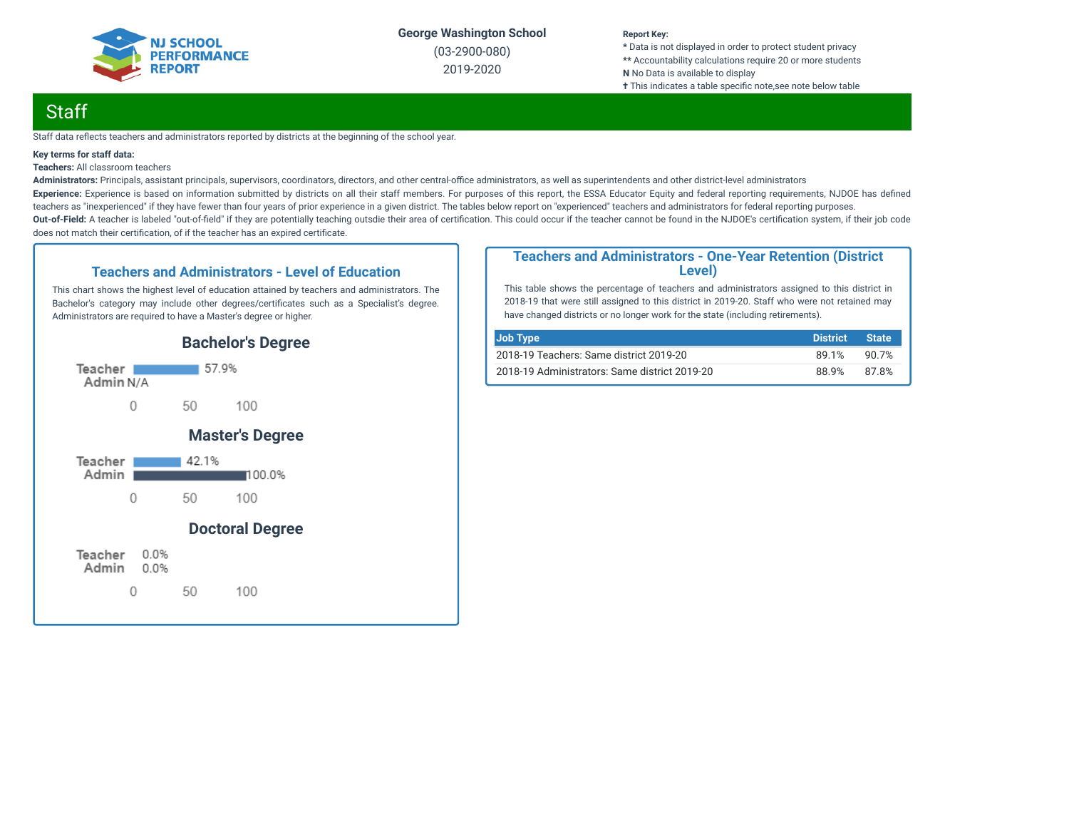George Washington School

(03-2900-080)

2019-2020

**Report Key:**
* Data is not displayed in order to protect student privacy
** Accountability calculations require 20 or more students
**N** No Data is available to display
✝ This indicates a table specific note,see note below table

# Staff

Staff data reflects teachers and administrators reported by districts at the beginning of the school year.

**Key terms for staff data:**

**Teachers:** All classroom teachers

**Administrators:** Principals, assistant principals, supervisors, coordinators, directors, and other central-office administrators, as well as superintendents and other district-level administrators

**Experience:** Experience is based on information submitted by districts on all their staff members. For purposes of this report, the ESSA Educator Equity and federal reporting requirements, NJDOE has defined teachers as "inexperienced" if they have fewer than four years of prior experience in a given district. The tables below report on "experienced" teachers and administrators for federal reporting purposes.

**Out-of-Field:** A teacher is labeled "out-of-field" if they are potentially teaching outsdie their area of certification. This could occur if the teacher cannot be found in the NJDOE's certification system, if their job code does not match their certification, of if the teacher has an expired certificate.

## Teachers and Administrators - Level of Education

This chart shows the highest level of education attained by teachers and administrators. The Bachelor's category may include other degrees/certificates such as a Specialist's degree. Administrators are required to have a Master's degree or higher.

### Bachelor's Degree

| | Percent |
|---|---|
| Teacher | 57.9% |
| Admin | N/A |

### Master's Degree

| | Percent |
|---|---|
| Teacher | 42.1% |
| Admin | 100.0% |

### Doctoral Degree

| | Percent |
|---|---|
| Teacher | 0.0% |
| Admin | 0.0% |

## Teachers and Administrators - One-Year Retention (District Level)

This table shows the percentage of teachers and administrators assigned to this district in 2018-19 that were still assigned to this district in 2019-20. Staff who were not retained may have changed districts or no longer work for the state (including retirements).

| Job Type | District | State |
|---|---|---|
| 2018-19 Teachers: Same district 2019-20 | 89.1% | 90.7% |
| 2018-19 Administrators: Same district 2019-20 | 88.9% | 87.8% |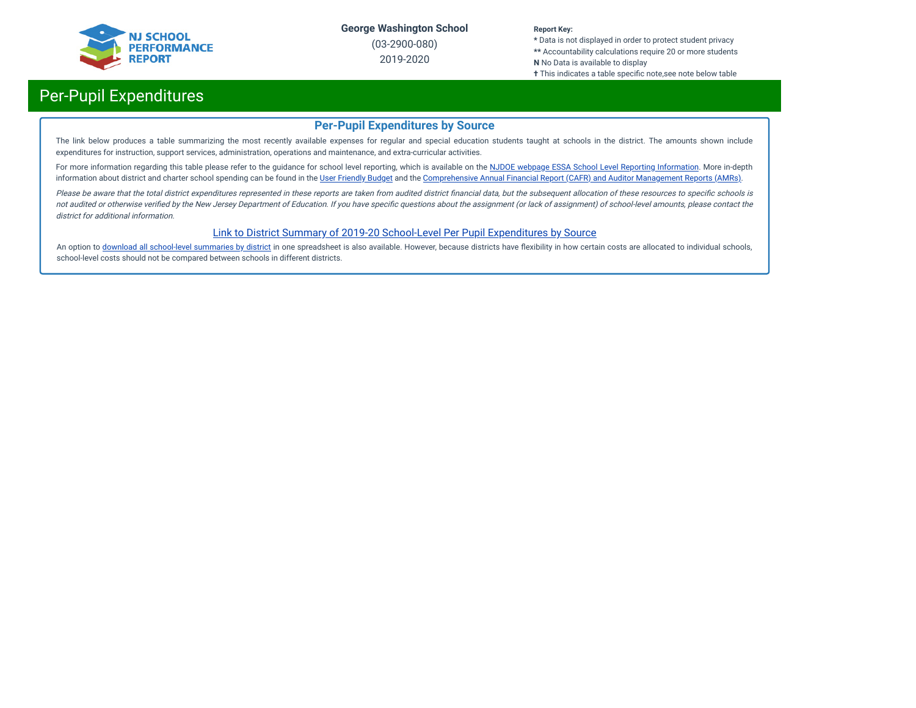# Per-Pupil Expenditures

## Per-Pupil Expenditures by Source

The link below produces a table summarizing the most recently available expenses for regular and special education students taught at schools in the district. The amounts shown include expenditures for instruction, support services, administration, operations and maintenance, and extra-curricular activities.

For more information regarding this table please refer to the guidance for school level reporting, which is available on the NJDOE webpage ESSA School Level Reporting Information. More in-depth information about district and charter school spending can be found in the User Friendly Budget and the Comprehensive Annual Financial Report (CAFR) and Auditor Management Reports (AMRs).

*Please be aware that the total district expenditures represented in these reports are taken from audited district financial data, but the subsequent allocation of these resources to specific schools is not audited or otherwise verified by the New Jersey Department of Education. If you have specific questions about the assignment (or lack of assignment) of school-level amounts, please contact the district for additional information.*

Link to District Summary of 2019-20 School-Level Per Pupil Expenditures by Source

An option to download all school-level summaries by district in one spreadsheet is also available. However, because districts have flexibility in how certain costs are allocated to individual schools, school-level costs should not be compared between schools in different districts.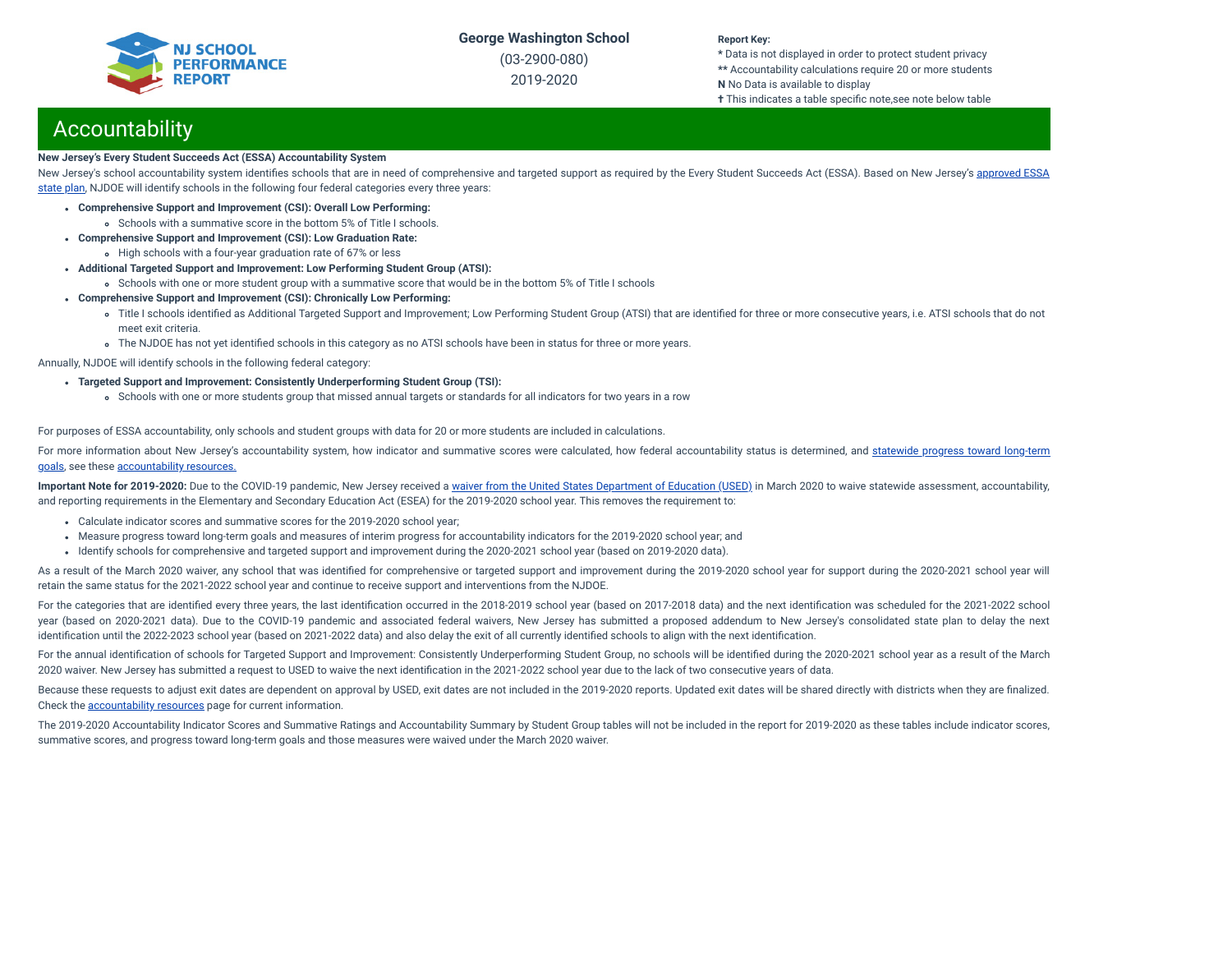# Accountability

**New Jersey's Every Student Succeeds Act (ESSA) Accountability System**

New Jersey's school accountability system identifies schools that are in need of comprehensive and targeted support as required by the Every Student Succeeds Act (ESSA). Based on New Jersey's approved ESSA state plan, NJDOE will identify schools in the following four federal categories every three years:

- **Comprehensive Support and Improvement (CSI): Overall Low Performing:**
  - Schools with a summative score in the bottom 5% of Title I schools.
- **Comprehensive Support and Improvement (CSI): Low Graduation Rate:**
  - High schools with a four-year graduation rate of 67% or less
- **Additional Targeted Support and Improvement: Low Performing Student Group (ATSI):**
  - Schools with one or more student group with a summative score that would be in the bottom 5% of Title I schools
- **Comprehensive Support and Improvement (CSI): Chronically Low Performing:**
  - Title I schools identified as Additional Targeted Support and Improvement; Low Performing Student Group (ATSI) that are identified for three or more consecutive years, i.e. ATSI schools that do not meet exit criteria.
  - The NJDOE has not yet identified schools in this category as no ATSI schools have been in status for three or more years.

Annually, NJDOE will identify schools in the following federal category:

- **Targeted Support and Improvement: Consistently Underperforming Student Group (TSI):**
  - Schools with one or more students group that missed annual targets or standards for all indicators for two years in a row

For purposes of ESSA accountability, only schools and student groups with data for 20 or more students are included in calculations.

For more information about New Jersey's accountability system, how indicator and summative scores were calculated, how federal accountability status is determined, and statewide progress toward long-term goals, see these accountability resources.

**Important Note for 2019-2020:** Due to the COVID-19 pandemic, New Jersey received a waiver from the United States Department of Education (USED) in March 2020 to waive statewide assessment, accountability, and reporting requirements in the Elementary and Secondary Education Act (ESEA) for the 2019-2020 school year. This removes the requirement to:

- Calculate indicator scores and summative scores for the 2019-2020 school year;
- Measure progress toward long-term goals and measures of interim progress for accountability indicators for the 2019-2020 school year; and
- Identify schools for comprehensive and targeted support and improvement during the 2020-2021 school year (based on 2019-2020 data).

As a result of the March 2020 waiver, any school that was identified for comprehensive or targeted support and improvement during the 2019-2020 school year for support during the 2020-2021 school year will retain the same status for the 2021-2022 school year and continue to receive support and interventions from the NJDOE.

For the categories that are identified every three years, the last identification occurred in the 2018-2019 school year (based on 2017-2018 data) and the next identification was scheduled for the 2021-2022 school year (based on 2020-2021 data). Due to the COVID-19 pandemic and associated federal waivers, New Jersey has submitted a proposed addendum to New Jersey's consolidated state plan to delay the next identification until the 2022-2023 school year (based on 2021-2022 data) and also delay the exit of all currently identified schools to align with the next identification.

For the annual identification of schools for Targeted Support and Improvement: Consistently Underperforming Student Group, no schools will be identified during the 2020-2021 school year as a result of the March 2020 waiver. New Jersey has submitted a request to USED to waive the next identification in the 2021-2022 school year due to the lack of two consecutive years of data.

Because these requests to adjust exit dates are dependent on approval by USED, exit dates are not included in the 2019-2020 reports. Updated exit dates will be shared directly with districts when they are finalized. Check the accountability resources page for current information.

The 2019-2020 Accountability Indicator Scores and Summative Ratings and Accountability Summary by Student Group tables will not be included in the report for 2019-2020 as these tables include indicator scores, summative scores, and progress toward long-term goals and those measures were waived under the March 2020 waiver.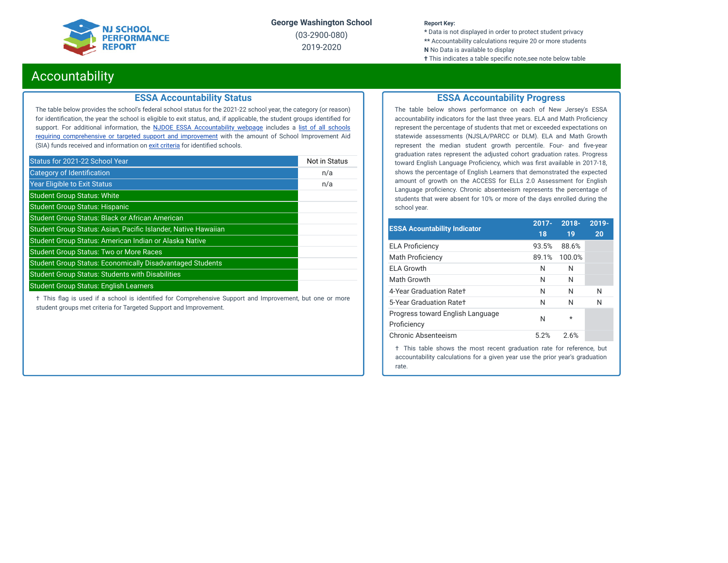NJ SCHOOL PERFORMANCE REPORT

**George Washington School**

(03-2900-080)

2019-2020

**Report Key:**
* Data is not displayed in order to protect student privacy
** Accountability calculations require 20 or more students
**N** No Data is available to display
† This indicates a table specific note,see note below table

# Accountability

## ESSA Accountability Status

The table below provides the school's federal school status for the 2021-22 school year, the category (or reason) for identification, the year the school is eligible to exit status, and, if applicable, the student groups identified for support. For additional information, the NJDOE ESSA Accountability webpage includes a list of all schools requiring comprehensive or targeted support and improvement with the amount of School Improvement Aid (SIA) funds received and information on exit criteria for identified schools.

| | |
|---|---|
| Status for 2021-22 School Year | Not in Status |
| Category of Identification | n/a |
| Year Eligible to Exit Status | n/a |
| Student Group Status: White | |
| Student Group Status: Hispanic | |
| Student Group Status: Black or African American | |
| Student Group Status: Asian, Pacific Islander, Native Hawaiian | |
| Student Group Status: American Indian or Alaska Native | |
| Student Group Status: Two or More Races | |
| Student Group Status: Economically Disadvantaged Students | |
| Student Group Status: Students with Disabilities | |
| Student Group Status: English Learners | |

† This flag is used if a school is identified for Comprehensive Support and Improvement, but one or more student groups met criteria for Targeted Support and Improvement.

## ESSA Accountability Progress

The table below shows performance on each of New Jersey's ESSA accountability indicators for the last three years. ELA and Math Proficiency represent the percentage of students that met or exceeded expectations on statewide assessments (NJSLA/PARCC or DLM). ELA and Math Growth represent the median student growth percentile. Four- and five-year graduation rates represent the adjusted cohort graduation rates. Progress toward English Language Proficiency, which was first available in 2017-18, shows the percentage of English Learners that demonstrated the expected amount of growth on the ACCESS for ELLs 2.0 Assessment for English Language proficiency. Chronic absenteeism represents the percentage of students that were absent for 10% or more of the days enrolled during the school year.

| ESSA Accountability Indicator | 2017-18 | 2018-19 | 2019-20 |
|---|---|---|---|
| ELA Proficiency | 93.5% | 88.6% | |
| Math Proficiency | 89.1% | 100.0% | |
| ELA Growth | N | N | |
| Math Growth | N | N | |
| 4-Year Graduation Rate† | N | N | N |
| 5-Year Graduation Rate† | N | N | N |
| Progress toward English Language Proficiency | N | * | |
| Chronic Absenteeism | 5.2% | 2.6% | |

† This table shows the most recent graduation rate for reference, but accountability calculations for a given year use the prior year's graduation rate.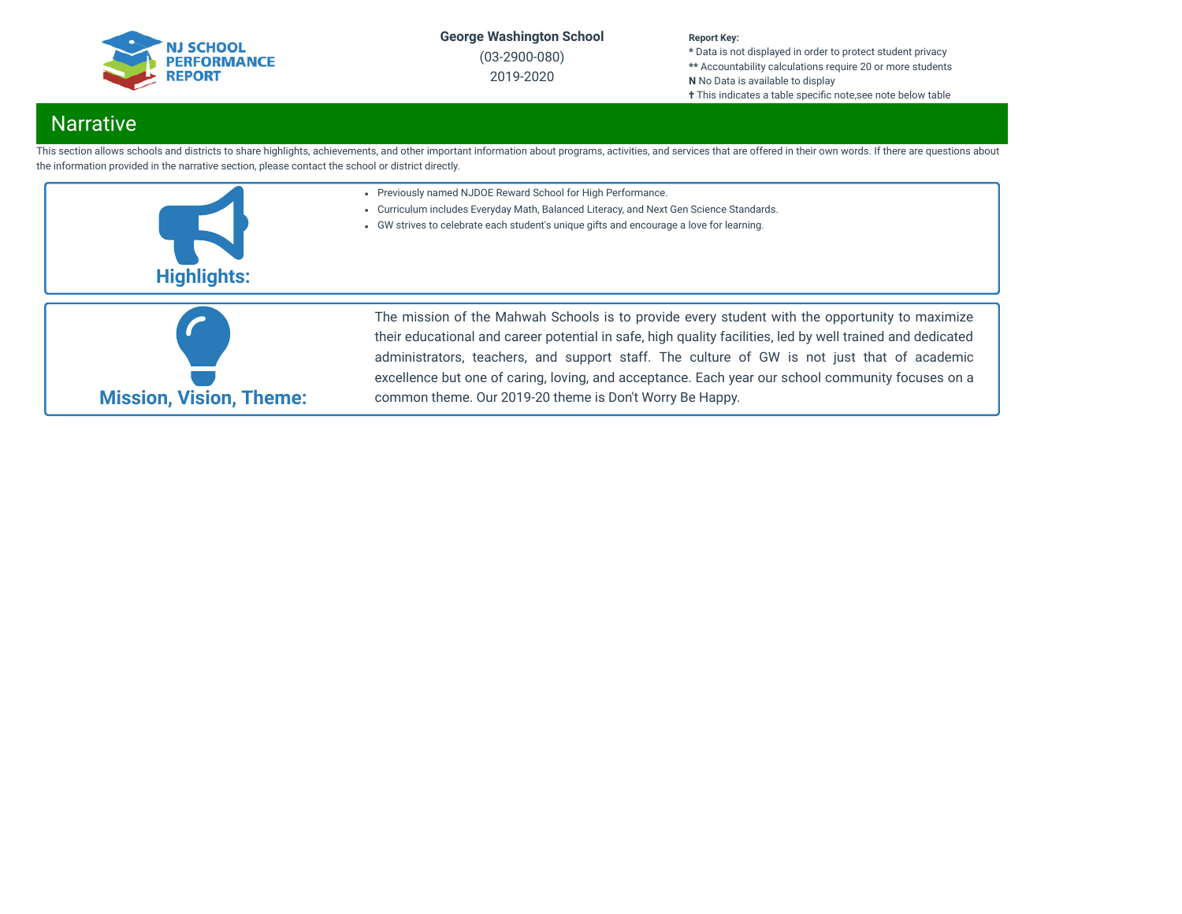## Narrative

This section allows schools and districts to share highlights, achievements, and other important information about programs, activities, and services that are offered in their own words. If there are questions about the information provided in the narrative section, please contact the school or district directly.

### Highlights:

- Previously named NJDOE Reward School for High Performance.
- Curriculum includes Everyday Math, Balanced Literacy, and Next Gen Science Standards.
- GW strives to celebrate each student's unique gifts and encourage a love for learning.

### Mission, Vision, Theme:

The mission of the Mahwah Schools is to provide every student with the opportunity to maximize their educational and career potential in safe, high quality facilities, led by well trained and dedicated administrators, teachers, and support staff. The culture of GW is not just that of academic excellence but one of caring, loving, and acceptance. Each year our school community focuses on a common theme. Our 2019-20 theme is Don't Worry Be Happy.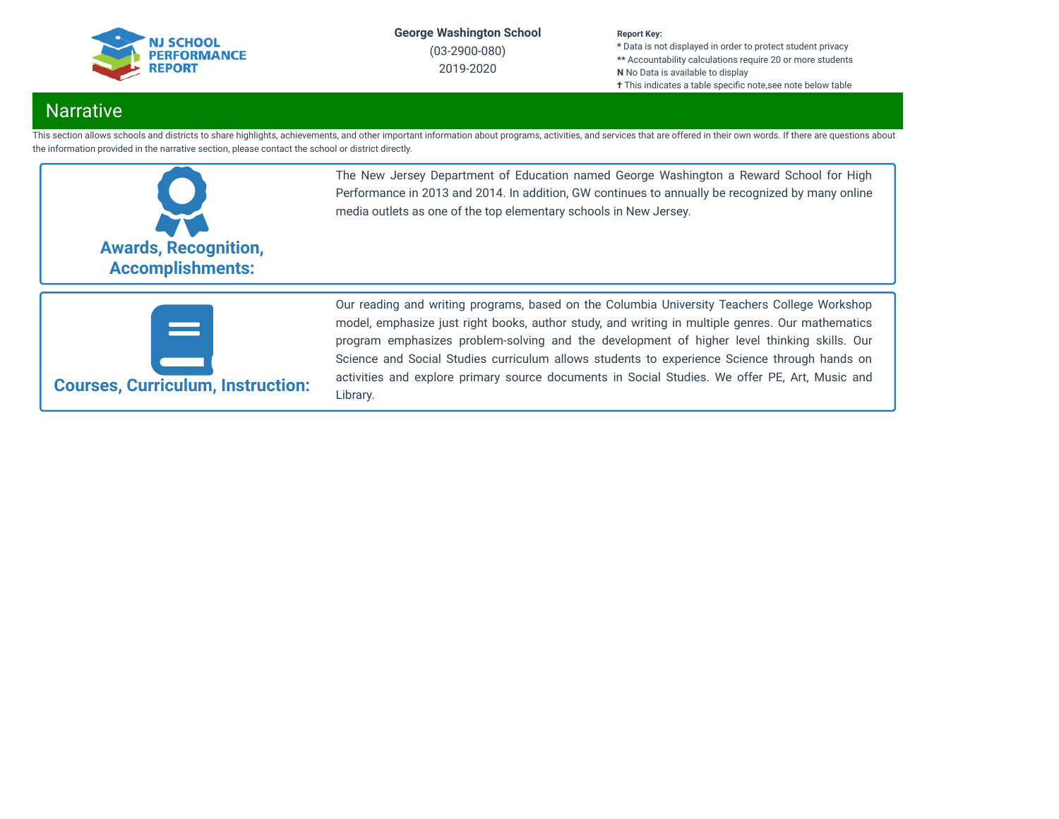**George Washington School**
(03-2900-080)
2019-2020

**Report Key:**
* Data is not displayed in order to protect student privacy
** Accountability calculations require 20 or more students
**N** No Data is available to display
† This indicates a table specific note,see note below table

## Narrative

This section allows schools and districts to share highlights, achievements, and other important information about programs, activities, and services that are offered in their own words. If there are questions about the information provided in the narrative section, please contact the school or district directly.

### Awards, Recognition, Accomplishments:

The New Jersey Department of Education named George Washington a Reward School for High Performance in 2013 and 2014. In addition, GW continues to annually be recognized by many online media outlets as one of the top elementary schools in New Jersey.

### Courses, Curriculum, Instruction:

Our reading and writing programs, based on the Columbia University Teachers College Workshop model, emphasize just right books, author study, and writing in multiple genres. Our mathematics program emphasizes problem-solving and the development of higher level thinking skills. Our Science and Social Studies curriculum allows students to experience Science through hands on activities and explore primary source documents in Social Studies. We offer PE, Art, Music and Library.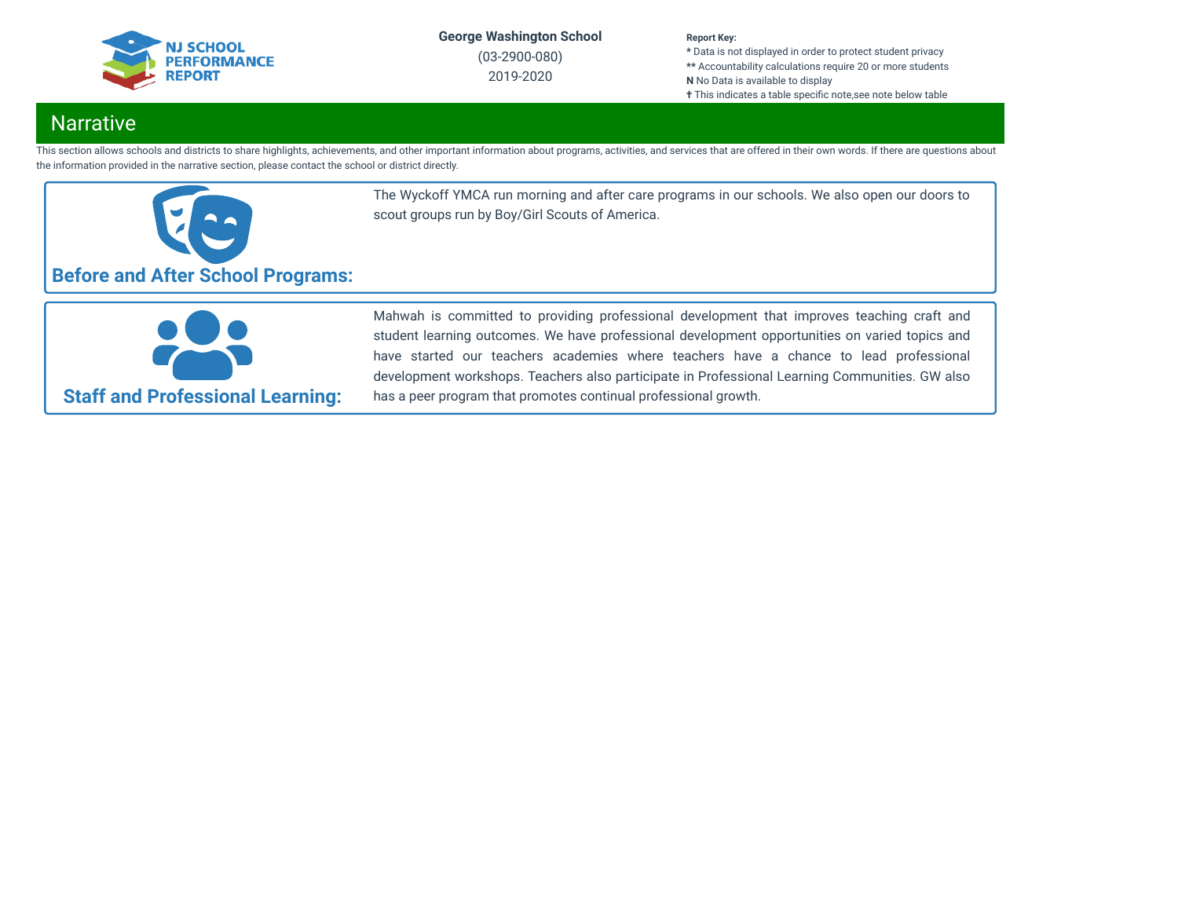# Narrative

This section allows schools and districts to share highlights, achievements, and other important information about programs, activities, and services that are offered in their own words. If there are questions about the information provided in the narrative section, please contact the school or district directly.

### Before and After School Programs:

The Wyckoff YMCA run morning and after care programs in our schools. We also open our doors to scout groups run by Boy/Girl Scouts of America.

### Staff and Professional Learning:

Mahwah is committed to providing professional development that improves teaching craft and student learning outcomes. We have professional development opportunities on varied topics and have started our teachers academies where teachers have a chance to lead professional development workshops. Teachers also participate in Professional Learning Communities. GW also has a peer program that promotes continual professional growth.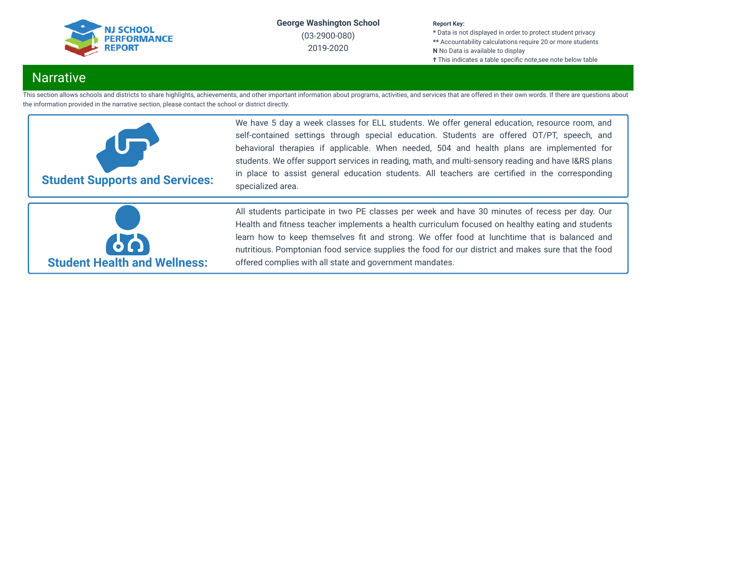# Narrative

This section allows schools and districts to share highlights, achievements, and other important information about programs, activities, and services that are offered in their own words. If there are questions about the information provided in the narrative section, please contact the school or district directly.

## Student Supports and Services:

We have 5 day a week classes for ELL students. We offer general education, resource room, and self-contained settings through special education. Students are offered OT/PT, speech, and behavioral therapies if applicable. When needed, 504 and health plans are implemented for students. We offer support services in reading, math, and multi-sensory reading and have I&RS plans in place to assist general education students. All teachers are certified in the corresponding specialized area.

## Student Health and Wellness:

All students participate in two PE classes per week and have 30 minutes of recess per day. Our Health and fitness teacher implements a health curriculum focused on healthy eating and students learn how to keep themselves fit and strong. We offer food at lunchtime that is balanced and nutritious. Pomptonian food service supplies the food for our district and makes sure that the food offered complies with all state and government mandates.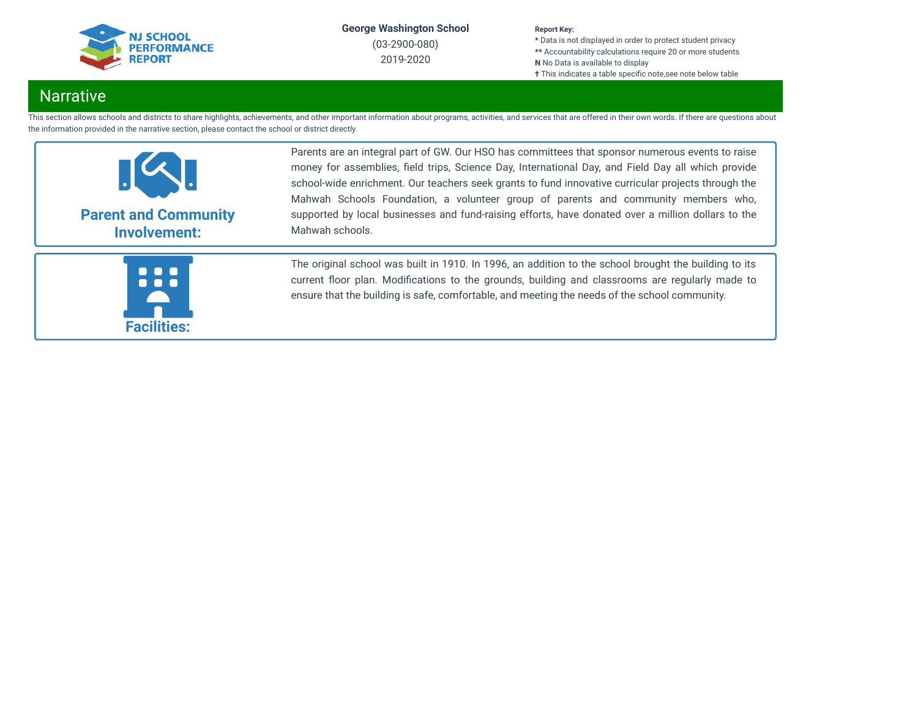George Washington School
(03-2900-080)
2019-2020

**Report Key:**
* Data is not displayed in order to protect student privacy
** Accountability calculations require 20 or more students
**N** No Data is available to display
✝ This indicates a table specific note,see note below table

## Narrative

This section allows schools and districts to share highlights, achievements, and other important information about programs, activities, and services that are offered in their own words. If there are questions about the information provided in the narrative section, please contact the school or district directly.

### Parent and Community Involvement:

Parents are an integral part of GW. Our HSO has committees that sponsor numerous events to raise money for assemblies, field trips, Science Day, International Day, and Field Day all which provide school-wide enrichment. Our teachers seek grants to fund innovative curricular projects through the Mahwah Schools Foundation, a volunteer group of parents and community members who, supported by local businesses and fund-raising efforts, have donated over a million dollars to the Mahwah schools.

### Facilities:

The original school was built in 1910. In 1996, an addition to the school brought the building to its current floor plan. Modifications to the grounds, building and classrooms are regularly made to ensure that the building is safe, comfortable, and meeting the needs of the school community.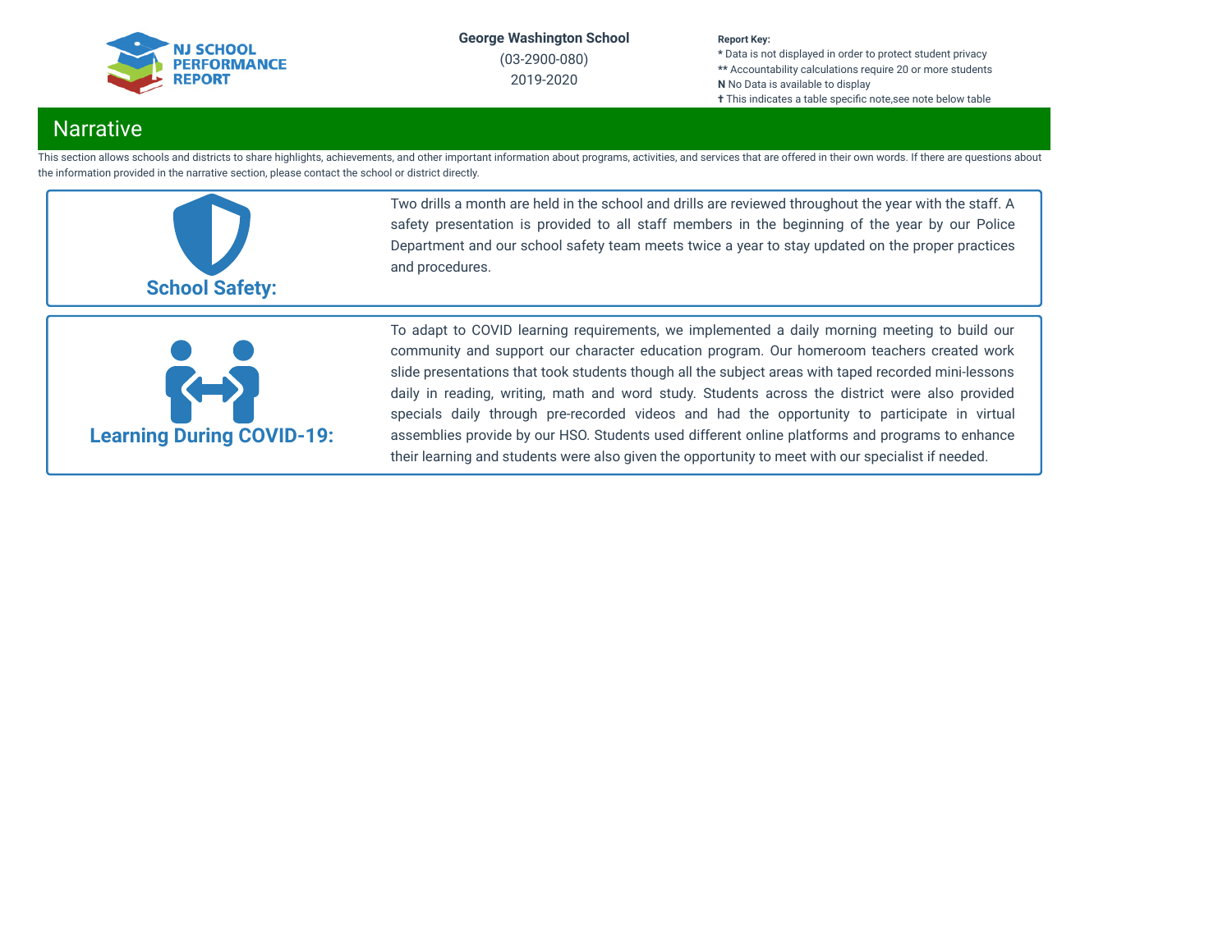George Washington School

(03-2900-080)

2019-2020

**Report Key:**
- \* Data is not displayed in order to protect student privacy
- \*\* Accountability calculations require 20 or more students
- **N** No Data is available to display
- ✝ This indicates a table specific note,see note below table

## Narrative

This section allows schools and districts to share highlights, achievements, and other important information about programs, activities, and services that are offered in their own words. If there are questions about the information provided in the narrative section, please contact the school or district directly.

### School Safety:

Two drills a month are held in the school and drills are reviewed throughout the year with the staff. A safety presentation is provided to all staff members in the beginning of the year by our Police Department and our school safety team meets twice a year to stay updated on the proper practices and procedures.

### Learning During COVID-19:

To adapt to COVID learning requirements, we implemented a daily morning meeting to build our community and support our character education program. Our homeroom teachers created work slide presentations that took students though all the subject areas with taped recorded mini-lessons daily in reading, writing, math and word study. Students across the district were also provided specials daily through pre-recorded videos and had the opportunity to participate in virtual assemblies provide by our HSO. Students used different online platforms and programs to enhance their learning and students were also given the opportunity to meet with our specialist if needed.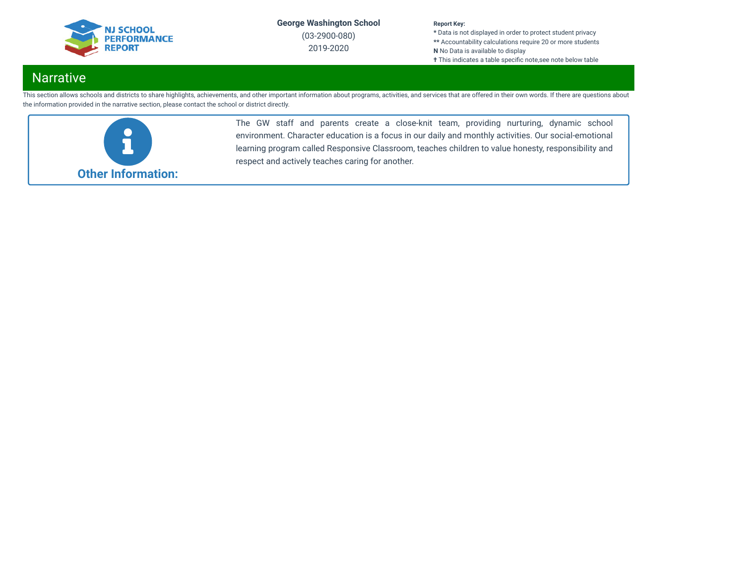## Narrative

This section allows schools and districts to share highlights, achievements, and other important information about programs, activities, and services that are offered in their own words. If there are questions about the information provided in the narrative section, please contact the school or district directly.

### Other Information:

The GW staff and parents create a close-knit team, providing nurturing, dynamic school environment. Character education is a focus in our daily and monthly activities. Our social-emotional learning program called Responsive Classroom, teaches children to value honesty, responsibility and respect and actively teaches caring for another.